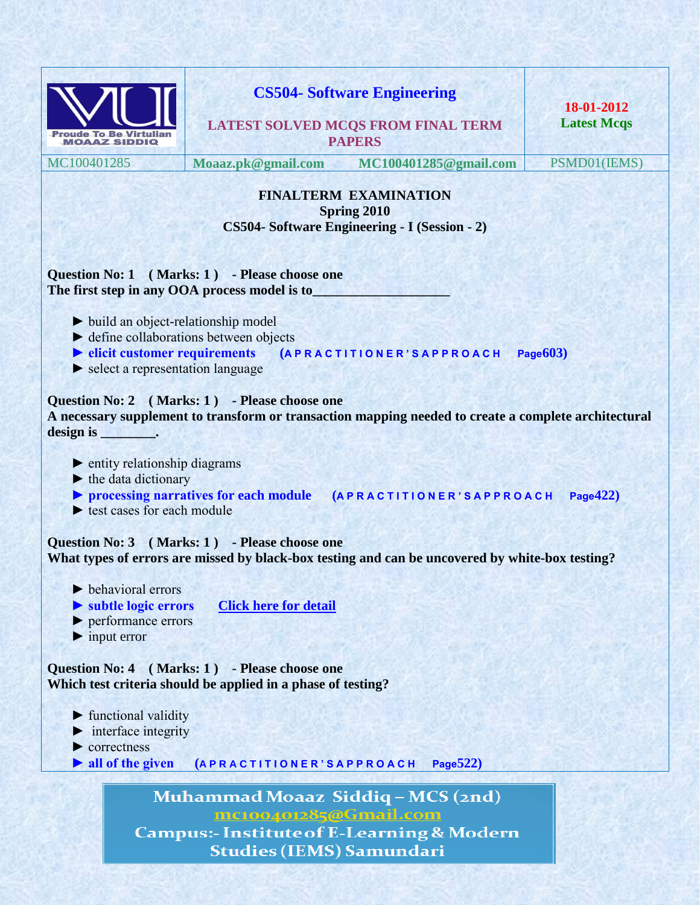| Proude To Be Virtulian MOAAZ SIDDIQ | **CS504- Software Engineering** LATEST SOLVED MCQS FROM FINAL TERM PAPERS | **18-01-2012** **Latest Mcqs** |
| --- | --- | --- |
| MC100401285 | **Moaaz.pk@gmail.com** **MC100401285@gmail.com** | PSMD01(IEMS) |

**FINALTERM EXAMINATION**
**Spring 2010**
**CS504- Software Engineering - I (Session - 2)**

**Question No: 1 ( Marks: 1 ) - Please choose one**
**The first step in any OOA process model is to___________________**

- ► build an object-relationship model
- ► define collaborations between objects
- ► **elicit customer requirements** **(A P R A C T I T I O N E R ' S A P P R O A C H Page603)**
- ► select a representation language

**Question No: 2 ( Marks: 1 ) - Please choose one**
**A necessary supplement to transform or transaction mapping needed to create a complete architectural design is ________.**

- ► entity relationship diagrams
- ► the data dictionary
- ► **processing narratives for each module** **(A P R A C T I T I O N E R ' S A P P R O A C H Page422)**
- ► test cases for each module

**Question No: 3 ( Marks: 1 ) - Please choose one**
**What types of errors are missed by black-box testing and can be uncovered by white-box testing?**

- ► behavioral errors
- ► **subtle logic errors** Click here for detail
- ► performance errors
- ► input error

**Question No: 4 ( Marks: 1 ) - Please choose one**
**Which test criteria should be applied in a phase of testing?**

- ► functional validity
- ► interface integrity
- ► correctness
- ► **all of the given** **(A P R A C T I T I O N E R ' S A P P R O A C H Page522)**

Muhammad Moaaz Siddiq – MCS (2nd)
mc100401285@Gmail.com
Campus:- Institute of E-Learning & Modern Studies (IEMS) Samundari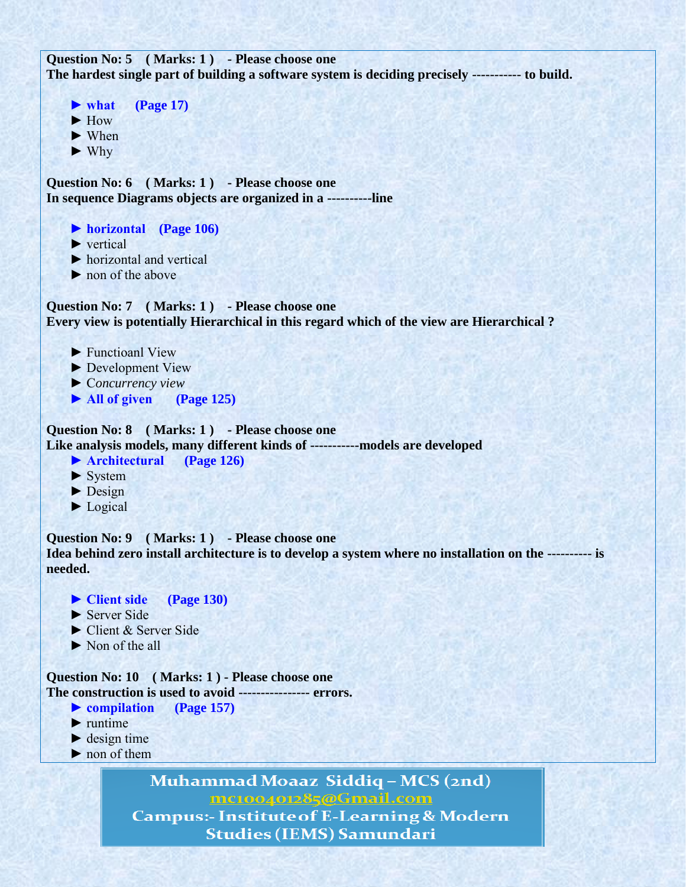**Question No: 5 ( Marks: 1 ) - Please choose one**
**The hardest single part of building a software system is deciding precisely ----------- to build.**

- ► **what (Page 17)**
- ► How
- ► When
- ► Why

**Question No: 6 ( Marks: 1 ) - Please choose one**
**In sequence Diagrams objects are organized in a ----------line**

- ► **horizontal (Page 106)**
- ► vertical
- ► horizontal and vertical
- ► non of the above

**Question No: 7 ( Marks: 1 ) - Please choose one**
**Every view is potentially Hierarchical in this regard which of the view are Hierarchical ?**

- ► Functioanl View
- ► Development View
- ► C*oncurrency view*
- ► **All of given (Page 125)**

**Question No: 8 ( Marks: 1 ) - Please choose one**
**Like analysis models, many different kinds of -----------models are developed**

- ► **Architectural (Page 126)**
- ► System
- ► Design
- ► Logical

**Question No: 9 ( Marks: 1 ) - Please choose one**
**Idea behind zero install architecture is to develop a system where no installation on the ---------- is needed.**

- ► **Client side (Page 130)**
- ► Server Side
- ► Client & Server Side
- ► Non of the all

**Question No: 10 ( Marks: 1 ) - Please choose one**
**The construction is used to avoid ---------------- errors.**

- ► **compilation (Page 157)**
- ► runtime
- ► design time
- ► non of them

Muhammad Moaaz Siddiq – MCS (2nd)
mc100401285@Gmail.com
Campus:- Institute of E-Learning & Modern Studies (IEMS) Samundari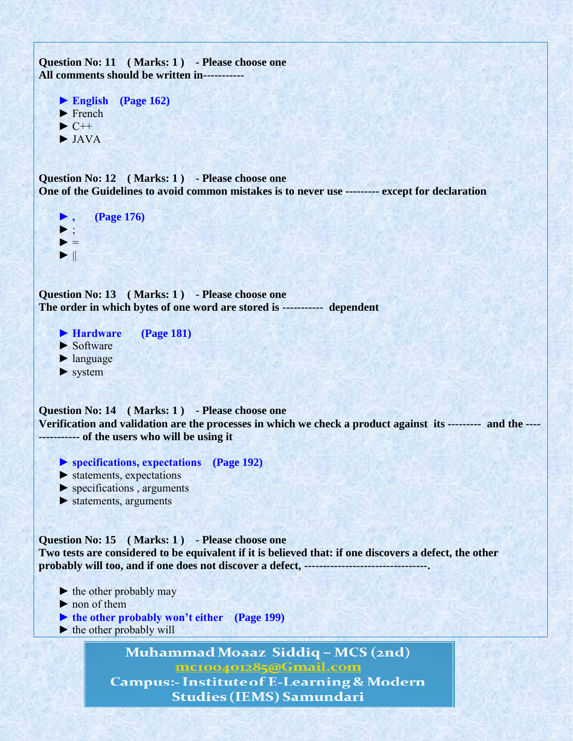**Question No: 11 ( Marks: 1 ) - Please choose one**
**All comments should be written in-----------**

► **English (Page 162)**
► French
► C++
► JAVA

**Question No: 12 ( Marks: 1 ) - Please choose one**
**One of the Guidelines to avoid common mistakes is to never use --------- except for declaration**

► **, (Page 176)**
► ;
► =
► ||

**Question No: 13 ( Marks: 1 ) - Please choose one**
**The order in which bytes of one word are stored is ----------- dependent**

► **Hardware (Page 181)**
► Software
► language
► system

**Question No: 14 ( Marks: 1 ) - Please choose one**
**Verification and validation are the processes in which we check a product against its --------- and the --------------- of the users who will be using it**

► **specifications, expectations (Page 192)**
► statements, expectations
► specifications , arguments
► statements, arguments

**Question No: 15 ( Marks: 1 ) - Please choose one**
**Two tests are considered to be equivalent if it is believed that: if one discovers a defect, the other probably will too, and if one does not discover a defect, ---------------------------------.**

► the other probably may
► non of them
► **the other probably won't either (Page 199)**
► the other probably will

Muhammad Moaaz Siddiq – MCS (2nd)
mc100401285@Gmail.com
Campus:- Institute of E-Learning & Modern Studies (IEMS) Samundari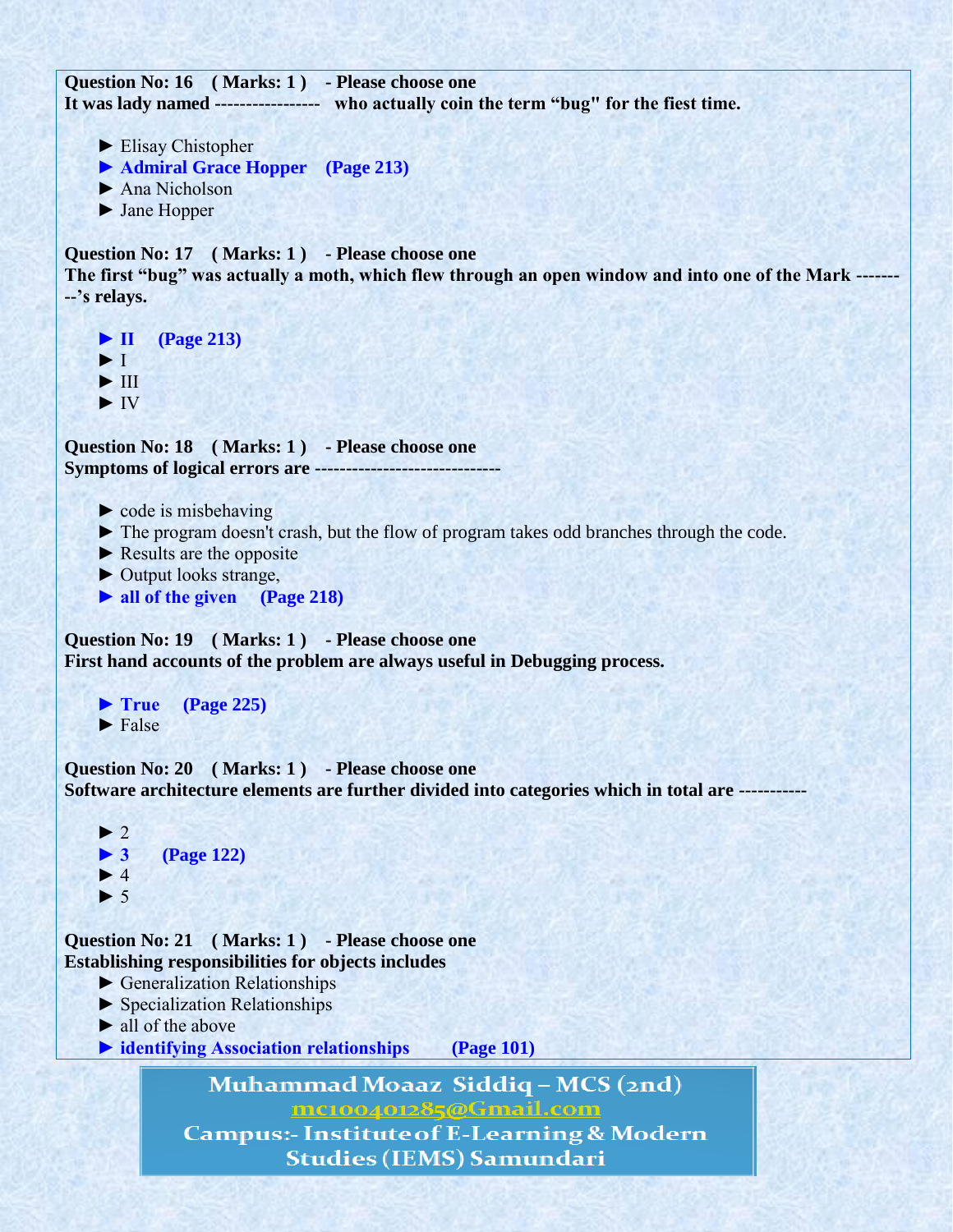**Question No: 16 ( Marks: 1 ) - Please choose one**
**It was lady named ---------------- who actually coin the term "bug" for the fiest time.**

► Elisay Chistopher
► **Admiral Grace Hopper (Page 213)**
► Ana Nicholson
► Jane Hopper

**Question No: 17 ( Marks: 1 ) - Please choose one**
**The first "bug" was actually a moth, which flew through an open window and into one of the Mark ---------'s relays.**

► **II (Page 213)**
► I
► III
► IV

**Question No: 18 ( Marks: 1 ) - Please choose one**
**Symptoms of logical errors are -----------------------------**

► code is misbehaving
► The program doesn't crash, but the flow of program takes odd branches through the code.
► Results are the opposite
► Output looks strange,
► **all of the given (Page 218)**

**Question No: 19 ( Marks: 1 ) - Please choose one**
**First hand accounts of the problem are always useful in Debugging process.**

► **True (Page 225)**
► False

**Question No: 20 ( Marks: 1 ) - Please choose one**
**Software architecture elements are further divided into categories which in total are -----------**

► 2
► **3 (Page 122)**
► 4
► 5

**Question No: 21 ( Marks: 1 ) - Please choose one**
**Establishing responsibilities for objects includes**

► Generalization Relationships
► Specialization Relationships
► all of the above
► **identifying Association relationships (Page 101)**

Muhammad Moaaz Siddiq – MCS (2nd)
mc100401285@Gmail.com
Campus:- Institute of E-Learning & Modern Studies (IEMS) Samundari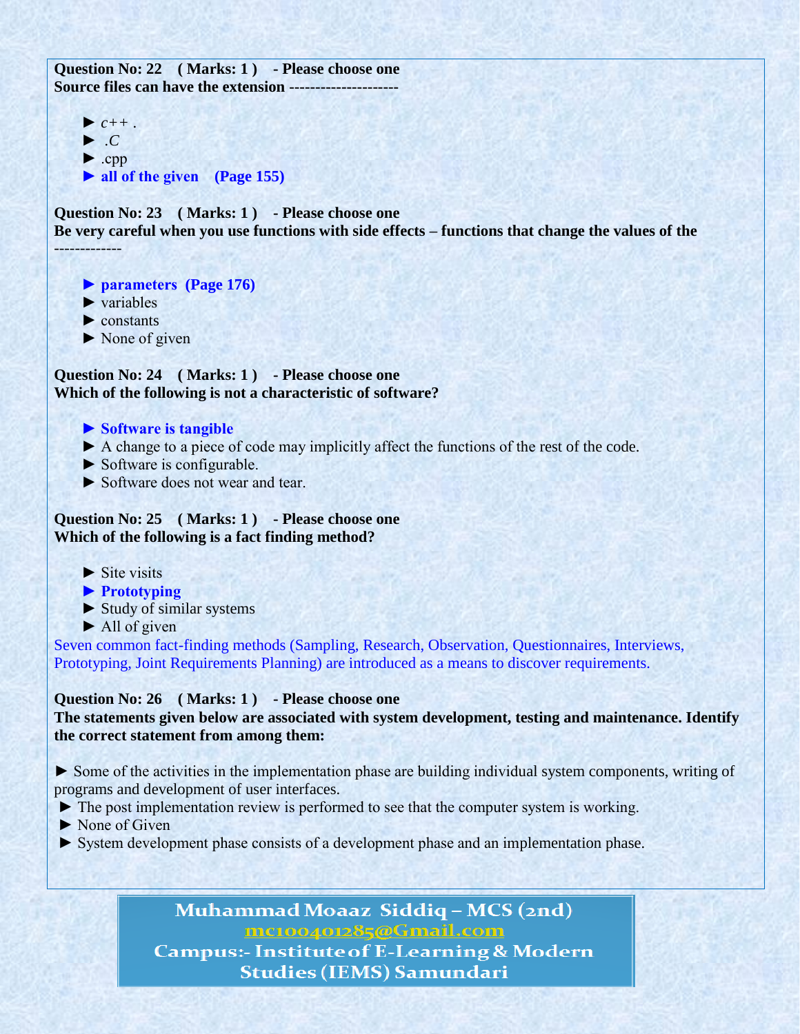**Question No: 22 ( Marks: 1 ) - Please choose one**
**Source files can have the extension --------------------**

► *c++ .*
► *.C*
► .cpp
► **all of the given (Page 155)**

**Question No: 23 ( Marks: 1 ) - Please choose one**
**Be very careful when you use functions with side effects – functions that change the values of the -------------**

► **parameters (Page 176)**
► variables
► constants
► None of given

**Question No: 24 ( Marks: 1 ) - Please choose one**
**Which of the following is not a characteristic of software?**

► **Software is tangible**
► A change to a piece of code may implicitly affect the functions of the rest of the code.
► Software is configurable.
► Software does not wear and tear.

**Question No: 25 ( Marks: 1 ) - Please choose one**
**Which of the following is a fact finding method?**

► Site visits
► **Prototyping**
► Study of similar systems
► All of given

Seven common fact-finding methods (Sampling, Research, Observation, Questionnaires, Interviews, Prototyping, Joint Requirements Planning) are introduced as a means to discover requirements.

**Question No: 26 ( Marks: 1 ) - Please choose one**
**The statements given below are associated with system development, testing and maintenance. Identify the correct statement from among them:**

► Some of the activities in the implementation phase are building individual system components, writing of programs and development of user interfaces.
► The post implementation review is performed to see that the computer system is working.
► None of Given
► System development phase consists of a development phase and an implementation phase.

Muhammad Moaaz Siddiq – MCS (2nd)
mc100401285@Gmail.com
Campus:- Institute of E-Learning & Modern Studies (IEMS) Samundari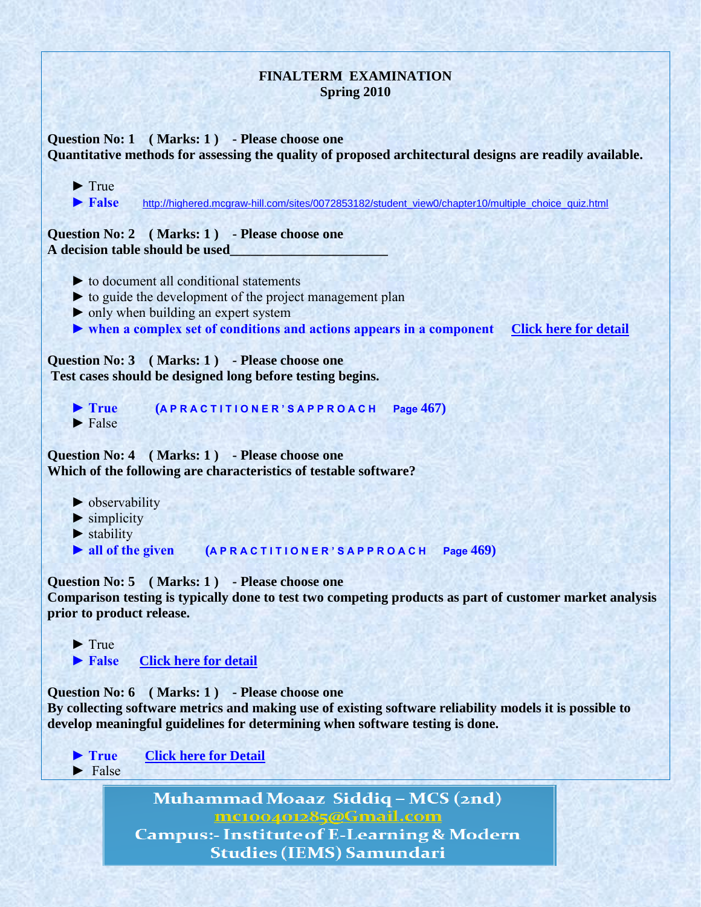**FINALTERM EXAMINATION**
**Spring 2010**

**Question No: 1 ( Marks: 1 ) - Please choose one**
**Quantitative methods for assessing the quality of proposed architectural designs are readily available.**

► True
► **False** http://highered.mcgraw-hill.com/sites/0072853182/student_view0/chapter10/multiple_choice_quiz.html

**Question No: 2 ( Marks: 1 ) - Please choose one**
**A decision table should be used_______________________**

► to document all conditional statements
► to guide the development of the project management plan
► only when building an expert system
► **when a complex set of conditions and actions appears in a component** Click here for detail

**Question No: 3 ( Marks: 1 ) - Please choose one**
**Test cases should be designed long before testing begins.**

► **True** (A P R A C T I T I O N E R ' S A P P R O A C H Page 467)
► False

**Question No: 4 ( Marks: 1 ) - Please choose one**
**Which of the following are characteristics of testable software?**

► observability
► simplicity
► stability
► **all of the given** (A P R A C T I T I O N E R ' S A P P R O A C H Page 469)

**Question No: 5 ( Marks: 1 ) - Please choose one**
**Comparison testing is typically done to test two competing products as part of customer market analysis prior to product release.**

► True
► **False** Click here for detail

**Question No: 6 ( Marks: 1 ) - Please choose one**
**By collecting software metrics and making use of existing software reliability models it is possible to develop meaningful guidelines for determining when software testing is done.**

► **True** Click here for Detail
► False

Muhammad Moaaz Siddiq – MCS (2nd)
mc100401285@Gmail.com
Campus:- Institute of E-Learning & Modern Studies (IEMS) Samundari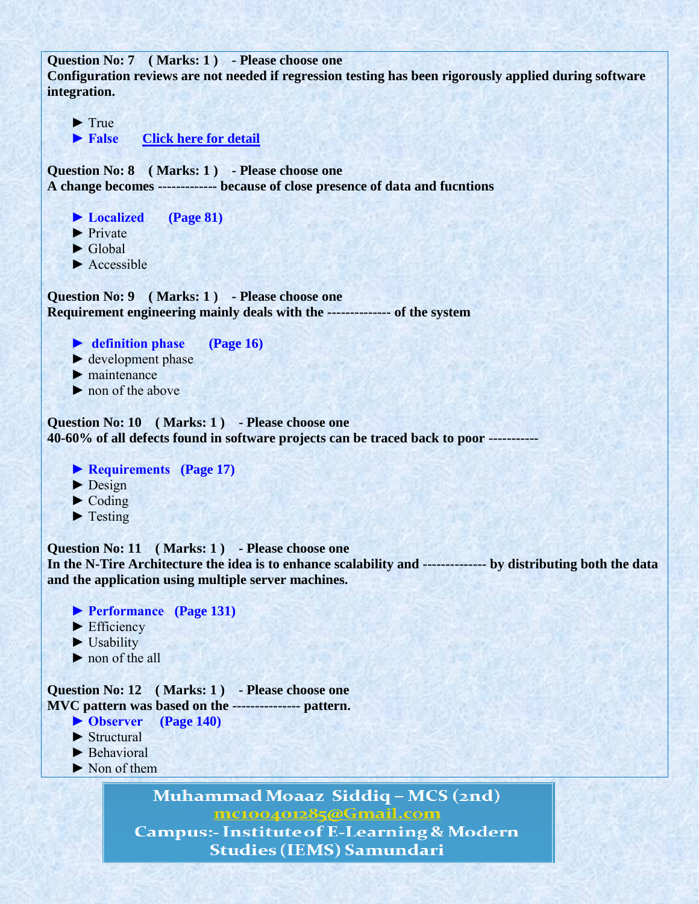**Question No: 7 ( Marks: 1 ) - Please choose one**
**Configuration reviews are not needed if regression testing has been rigorously applied during software integration.**

► True
► **False** **Click here for detail**

**Question No: 8 ( Marks: 1 ) - Please choose one**
**A change becomes ------------ because of close presence of data and fucntions**

► **Localized (Page 81)**
► Private
► Global
► Accessible

**Question No: 9 ( Marks: 1 ) - Please choose one**
**Requirement engineering mainly deals with the ------------- of the system**

► **definition phase (Page 16)**
► development phase
► maintenance
► non of the above

**Question No: 10 ( Marks: 1 ) - Please choose one**
**40-60% of all defects found in software projects can be traced back to poor ----------**

► **Requirements (Page 17)**
► Design
► Coding
► Testing

**Question No: 11 ( Marks: 1 ) - Please choose one**
**In the N-Tire Architecture the idea is to enhance scalability and ------------- by distributing both the data and the application using multiple server machines.**

► **Performance (Page 131)**
► Efficiency
► Usability
► non of the all

**Question No: 12 ( Marks: 1 ) - Please choose one**
**MVC pattern was based on the -------------- pattern.**

► **Observer (Page 140)**
► Structural
► Behavioral
► Non of them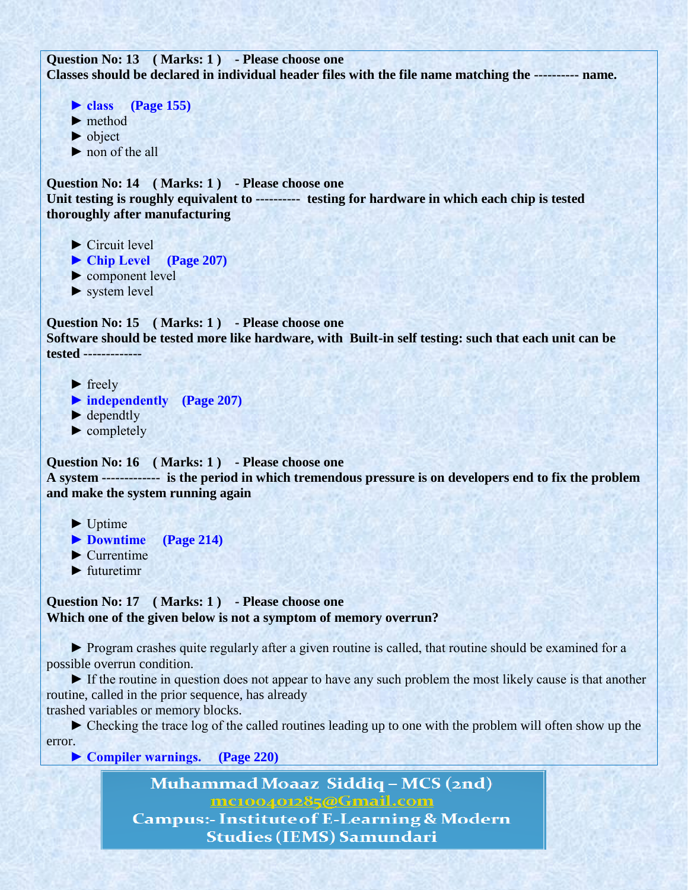**Question No: 13 ( Marks: 1 ) - Please choose one**
**Classes should be declared in individual header files with the file name matching the ---------- name.**

► **class (Page 155)**
► method
► object
► non of the all

**Question No: 14 ( Marks: 1 ) - Please choose one**
**Unit testing is roughly equivalent to ---------- testing for hardware in which each chip is tested thoroughly after manufacturing**

► Circuit level
► **Chip Level (Page 207)**
► component level
► system level

**Question No: 15 ( Marks: 1 ) - Please choose one**
**Software should be tested more like hardware, with Built-in self testing: such that each unit can be tested -------------**

► freely
► **independently (Page 207)**
► dependtly
► completely

**Question No: 16 ( Marks: 1 ) - Please choose one**
**A system ------------- is the period in which tremendous pressure is on developers end to fix the problem and make the system running again**

► Uptime
► **Downtime (Page 214)**
► Currentime
► futuretimr

**Question No: 17 ( Marks: 1 ) - Please choose one**
**Which one of the given below is not a symptom of memory overrun?**

► Program crashes quite regularly after a given routine is called, that routine should be examined for a possible overrun condition.
► If the routine in question does not appear to have any such problem the most likely cause is that another routine, called in the prior sequence, has already trashed variables or memory blocks.
► Checking the trace log of the called routines leading up to one with the problem will often show up the error.
► **Compiler warnings. (Page 220)**

Muhammad Moaaz Siddiq – MCS (2nd)
mc100401285@Gmail.com
Campus:- Institute of E-Learning & Modern Studies (IEMS) Samundari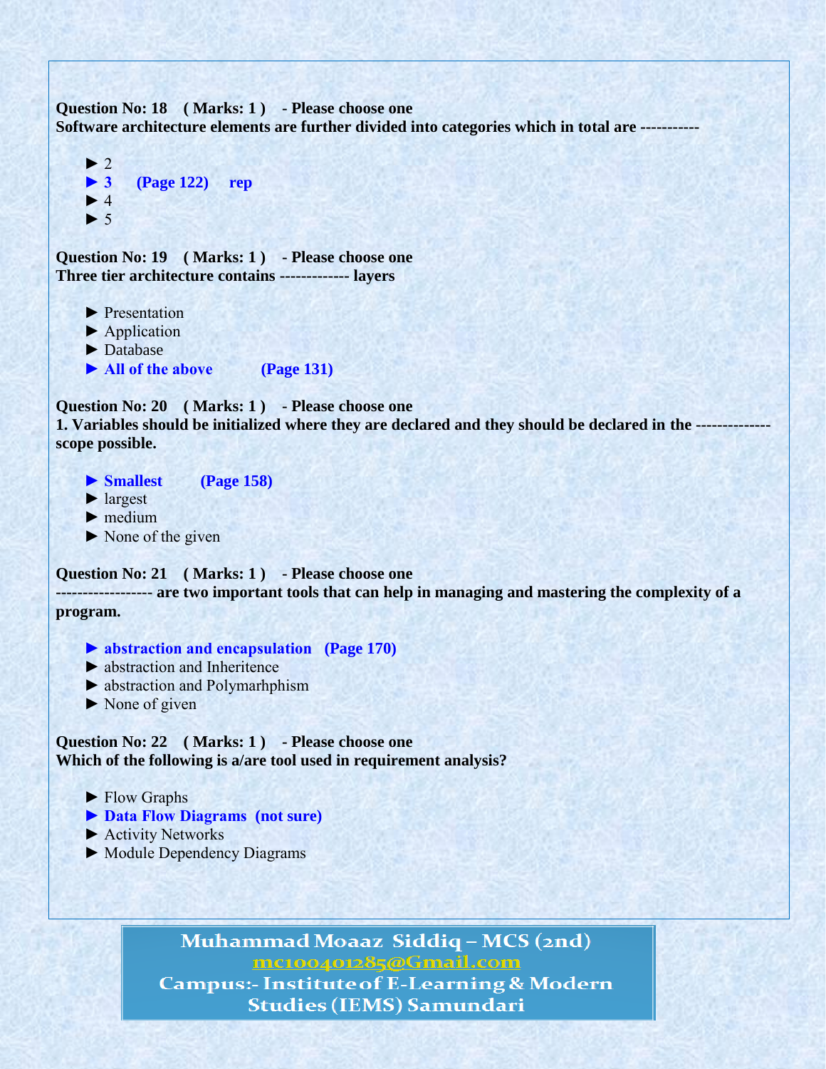**Question No: 18 ( Marks: 1 ) - Please choose one**
**Software architecture elements are further divided into categories which in total are -----------**

- ► 2
- ► **3 (Page 122) rep**
- ► 4
- ► 5

**Question No: 19 ( Marks: 1 ) - Please choose one**
**Three tier architecture contains ------------- layers**

- ► Presentation
- ► Application
- ► Database
- ► **All of the above (Page 131)**

**Question No: 20 ( Marks: 1 ) - Please choose one**
**1. Variables should be initialized where they are declared and they should be declared in the -------------- scope possible.**

- ► **Smallest (Page 158)**
- ► largest
- ► medium
- ► None of the given

**Question No: 21 ( Marks: 1 ) - Please choose one**
**----------------- are two important tools that can help in managing and mastering the complexity of a program.**

- ► **abstraction and encapsulation (Page 170)**
- ► abstraction and Inheritence
- ► abstraction and Polymarhphism
- ► None of given

**Question No: 22 ( Marks: 1 ) - Please choose one**
**Which of the following is a/are tool used in requirement analysis?**

- ► Flow Graphs
- ► **Data Flow Diagrams (not sure)**
- ► Activity Networks
- ► Module Dependency Diagrams

Muhammad Moaaz Siddiq – MCS (2nd)
mc100401285@Gmail.com
Campus:- Institute of E-Learning & Modern Studies (IEMS) Samundari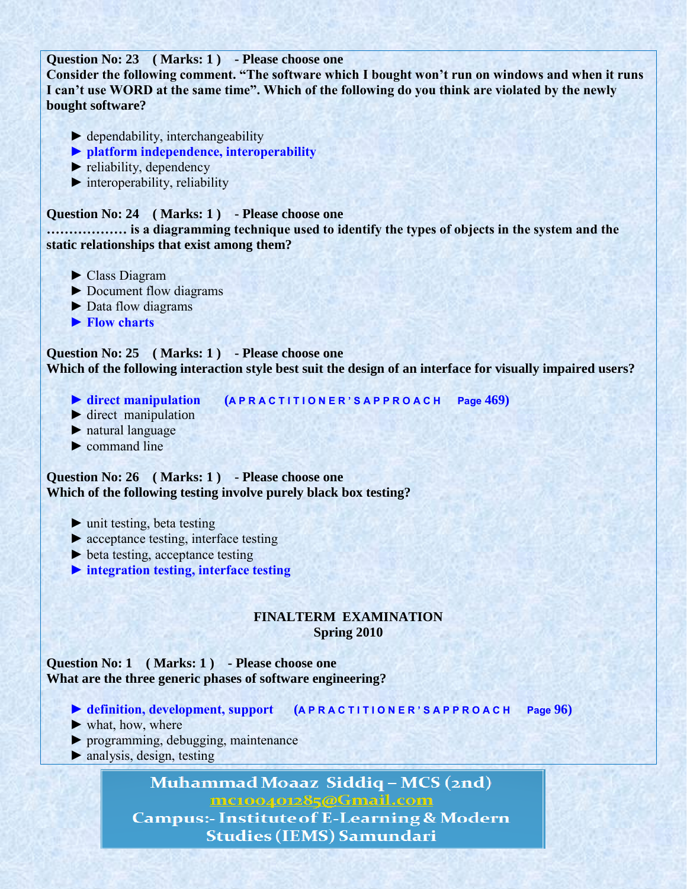**Question No: 23 ( Marks: 1 ) - Please choose one**
**Consider the following comment. “The software which I bought won’t run on windows and when it runs I can’t use WORD at the same time”. Which of the following do you think are violated by the newly bought software?**

► dependability, interchangeability
► **platform independence, interoperability**
► reliability, dependency
► interoperability, reliability

**Question No: 24 ( Marks: 1 ) - Please choose one**
**……………… is a diagramming technique used to identify the types of objects in the system and the static relationships that exist among them?**

► Class Diagram
► Document flow diagrams
► Data flow diagrams
► **Flow charts**

**Question No: 25 ( Marks: 1 ) - Please choose one**
**Which of the following interaction style best suit the design of an interface for visually impaired users?**

► **direct manipulation** **(A P R A C T I T I O N E R ’ S A P P R O A C H Page 469)**
► direct manipulation
► natural language
► command line

**Question No: 26 ( Marks: 1 ) - Please choose one**
**Which of the following testing involve purely black box testing?**

► unit testing, beta testing
► acceptance testing, interface testing
► beta testing, acceptance testing
► **integration testing, interface testing**

## FINALTERM EXAMINATION
## Spring 2010

**Question No: 1 ( Marks: 1 ) - Please choose one**
**What are the three generic phases of software engineering?**

► **definition, development, support** **(A P R A C T I T I O N E R ’ S A P P R O A C H Page 96)**
► what, how, where
► programming, debugging, maintenance
► analysis, design, testing

Muhammad Moaaz Siddiq – MCS (2nd)
mc100401285@Gmail.com
Campus:- Institute of E-Learning & Modern Studies (IEMS) Samundari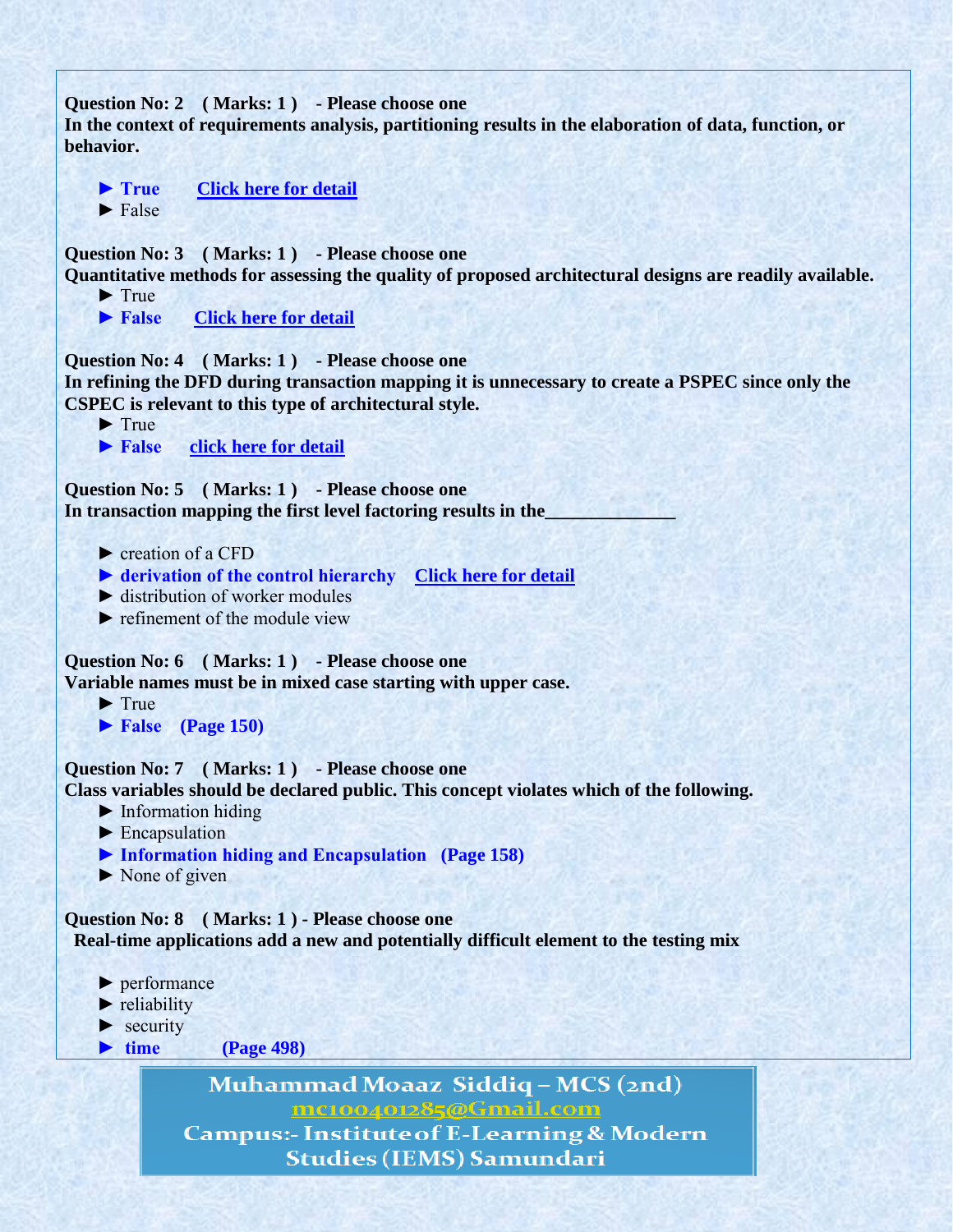**Question No: 2 ( Marks: 1 ) - Please choose one**
**In the context of requirements analysis, partitioning results in the elaboration of data, function, or behavior.**

► **True** [Click here for detail]
► False

**Question No: 3 ( Marks: 1 ) - Please choose one**
**Quantitative methods for assessing the quality of proposed architectural designs are readily available.**

► True
► **False** [Click here for detail]

**Question No: 4 ( Marks: 1 ) - Please choose one**
**In refining the DFD during transaction mapping it is unnecessary to create a PSPEC since only the CSPEC is relevant to this type of architectural style.**

► True
► **False** [click here for detail]

**Question No: 5 ( Marks: 1 ) - Please choose one**
**In transaction mapping the first level factoring results in the______________**

► creation of a CFD
► **derivation of the control hierarchy** [Click here for detail]
► distribution of worker modules
► refinement of the module view

**Question No: 6 ( Marks: 1 ) - Please choose one**
**Variable names must be in mixed case starting with upper case.**

► True
► **False (Page 150)**

**Question No: 7 ( Marks: 1 ) - Please choose one**
**Class variables should be declared public. This concept violates which of the following.**

► Information hiding
► Encapsulation
► **Information hiding and Encapsulation (Page 158)**
► None of given

**Question No: 8 ( Marks: 1 ) - Please choose one**
**Real-time applications add a new and potentially difficult element to the testing mix**

► performance
► reliability
► security
► **time (Page 498)**

Muhammad Moaaz Siddiq – MCS (2nd)
mc100401285@Gmail.com
Campus:- Institute of E-Learning & Modern Studies (IEMS) Samundari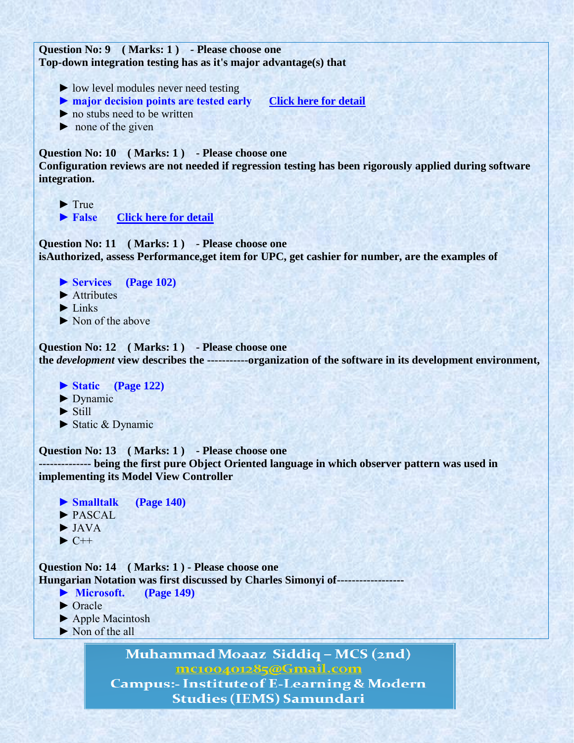**Question No: 9 ( Marks: 1 ) - Please choose one**
**Top-down integration testing has as it's major advantage(s) that**

- ► low level modules never need testing
- ► **major decision points are tested early** **Click here for detail**
- ► no stubs need to be written
- ► none of the given

**Question No: 10 ( Marks: 1 ) - Please choose one**
**Configuration reviews are not needed if regression testing has been rigorously applied during software integration.**

- ► True
- ► **False** **Click here for detail**

**Question No: 11 ( Marks: 1 ) - Please choose one**
**isAuthorized, assess Performance,get item for UPC, get cashier for number, are the examples of**

- ► **Services (Page 102)**
- ► Attributes
- ► Links
- ► Non of the above

**Question No: 12 ( Marks: 1 ) - Please choose one**
**the *development* view describes the -----------organization of the software in its development environment,**

- ► **Static (Page 122)**
- ► Dynamic
- ► Still
- ► Static & Dynamic

**Question No: 13 ( Marks: 1 ) - Please choose one**
**-------------- being the first pure Object Oriented language in which observer pattern was used in implementing its Model View Controller**

- ► **Smalltalk (Page 140)**
- ► PASCAL
- ► JAVA
- ► C++

**Question No: 14 ( Marks: 1 ) - Please choose one**
**Hungarian Notation was first discussed by Charles Simonyi of------------------**

- ► **Microsoft. (Page 149)**
- ► Oracle
- ► Apple Macintosh
- ► Non of the all

Muhammad Moaaz Siddiq – MCS (2nd)
mc100401285@Gmail.com
Campus:- Institute of E-Learning & Modern Studies (IEMS) Samundari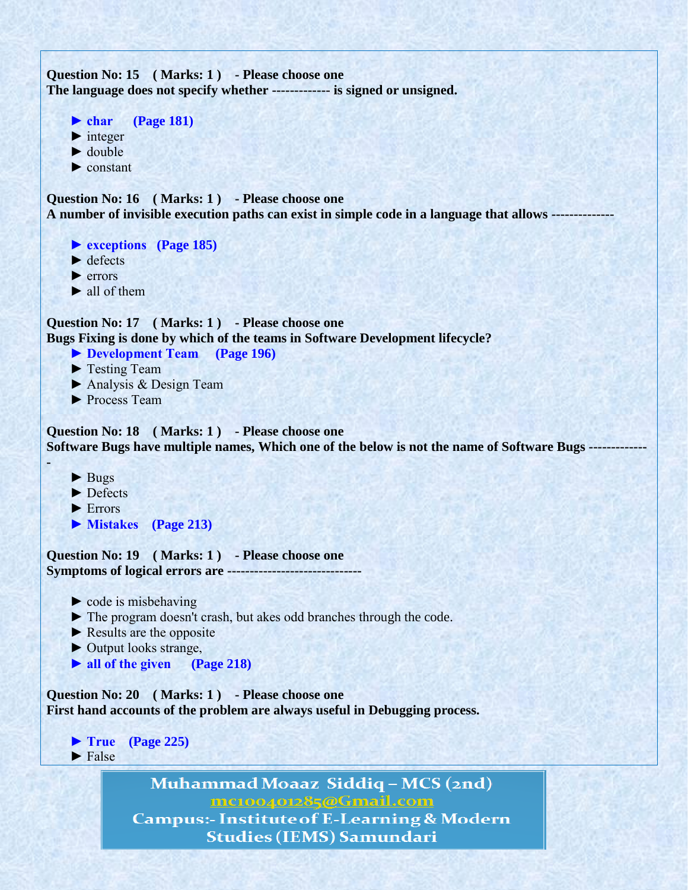**Question No: 15 ( Marks: 1 ) - Please choose one**
**The language does not specify whether ------------- is signed or unsigned.**

- ► **char (Page 181)**
- ► integer
- ► double
- ► constant

**Question No: 16 ( Marks: 1 ) - Please choose one**
**A number of invisible execution paths can exist in simple code in a language that allows --------------**

- ► **exceptions (Page 185)**
- ► defects
- ► errors
- ► all of them

**Question No: 17 ( Marks: 1 ) - Please choose one**
**Bugs Fixing is done by which of the teams in Software Development lifecycle?**

- ► **Development Team (Page 196)**
- ► Testing Team
- ► Analysis & Design Team
- ► Process Team

**Question No: 18 ( Marks: 1 ) - Please choose one**
**Software Bugs have multiple names, Which one of the below is not the name of Software Bugs -------------**

- ► Bugs
- ► Defects
- ► Errors
- ► **Mistakes (Page 213)**

**Question No: 19 ( Marks: 1 ) - Please choose one**
**Symptoms of logical errors are ------------------------------**

- ► code is misbehaving
- ► The program doesn't crash, but akes odd branches through the code.
- ► Results are the opposite
- ► Output looks strange,
- ► **all of the given (Page 218)**

**Question No: 20 ( Marks: 1 ) - Please choose one**
**First hand accounts of the problem are always useful in Debugging process.**

- ► **True (Page 225)**
- ► False

Muhammad Moaaz Siddiq – MCS (2nd)
mc100401285@Gmail.com
Campus:- Institute of E-Learning & Modern Studies (IEMS) Samundari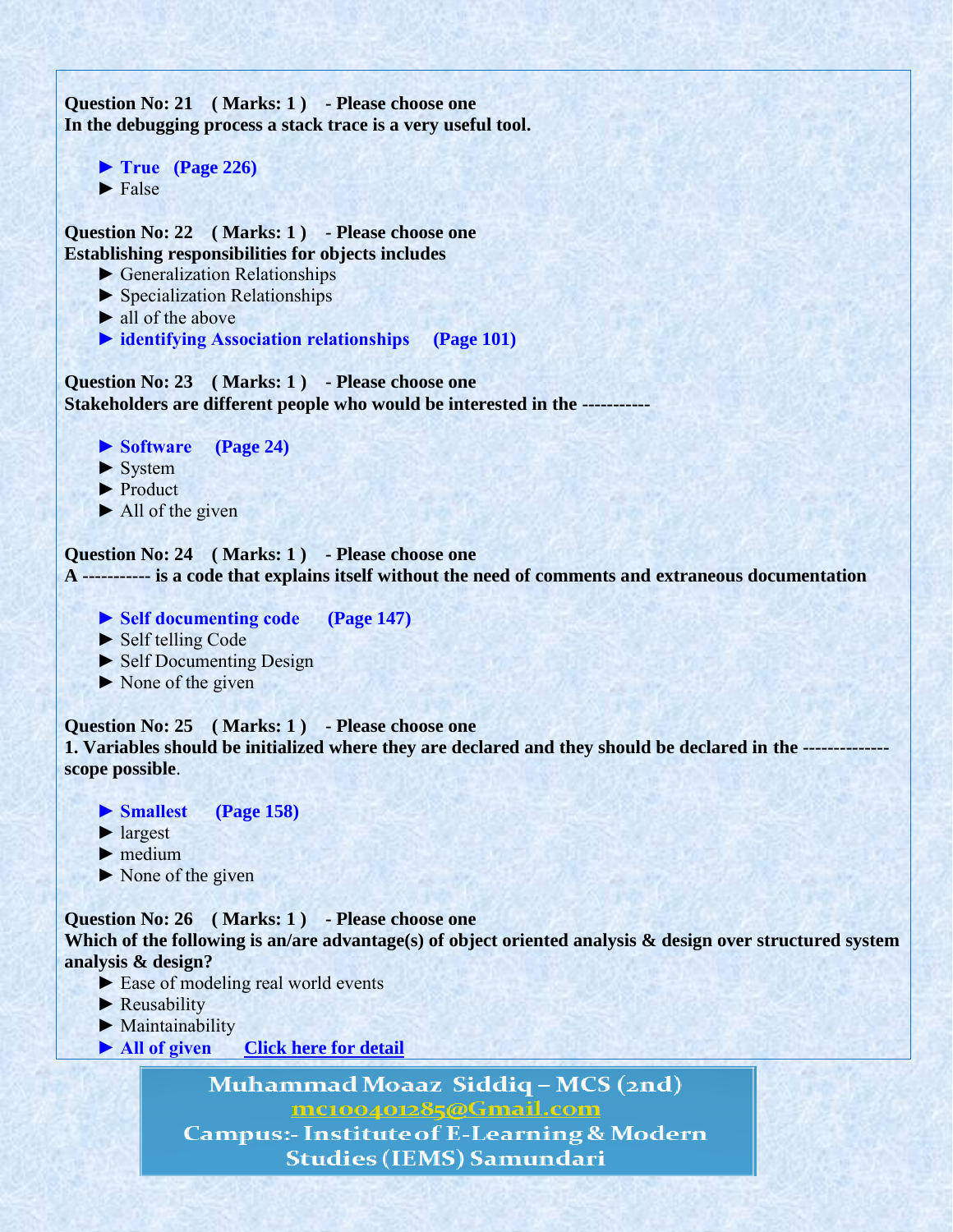**Question No: 21 ( Marks: 1 ) - Please choose one**
**In the debugging process a stack trace is a very useful tool.**

► **True (Page 226)**
► False

**Question No: 22 ( Marks: 1 ) - Please choose one**
**Establishing responsibilities for objects includes**

► Generalization Relationships
► Specialization Relationships
► all of the above
► **identifying Association relationships (Page 101)**

**Question No: 23 ( Marks: 1 ) - Please choose one**
**Stakeholders are different people who would be interested in the -----------**

► **Software (Page 24)**
► System
► Product
► All of the given

**Question No: 24 ( Marks: 1 ) - Please choose one**
**A ---------- is a code that explains itself without the need of comments and extraneous documentation**

► **Self documenting code (Page 147)**
► Self telling Code
► Self Documenting Design
► None of the given

**Question No: 25 ( Marks: 1 ) - Please choose one**
**1. Variables should be initialized where they are declared and they should be declared in the ------------- scope possible.**

► **Smallest (Page 158)**
► largest
► medium
► None of the given

**Question No: 26 ( Marks: 1 ) - Please choose one**
**Which of the following is an/are advantage(s) of object oriented analysis & design over structured system analysis & design?**

► Ease of modeling real world events
► Reusability
► Maintainability
► **All of given** Click here for detail

Muhammad Moaaz Siddiq – MCS (2nd)
mc100401285@Gmail.com
Campus:- Institute of E-Learning & Modern Studies (IEMS) Samundari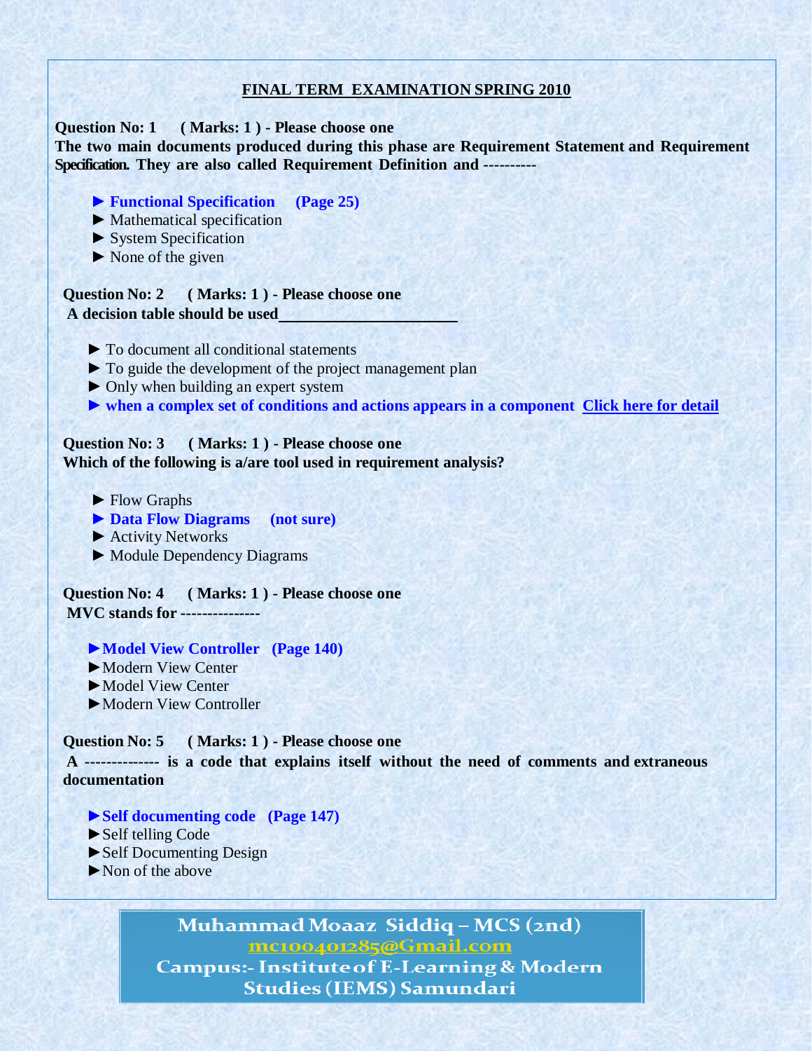## FINAL TERM EXAMINATION SPRING 2010

**Question No: 1 ( Marks: 1 ) - Please choose one**
**The two main documents produced during this phase are Requirement Statement and Requirement Specification. They are also called Requirement Definition and ----------**

- ► **Functional Specification (Page 25)**
- ► Mathematical specification
- ► System Specification
- ► None of the given

**Question No: 2 ( Marks: 1 ) - Please choose one**
**A decision table should be used______________________**

- ► To document all conditional statements
- ► To guide the development of the project management plan
- ► Only when building an expert system
- ► **when a complex set of conditions and actions appears in a component** Click here for detail

**Question No: 3 ( Marks: 1 ) - Please choose one**
**Which of the following is a/are tool used in requirement analysis?**

- ► Flow Graphs
- ► **Data Flow Diagrams (not sure)**
- ► Activity Networks
- ► Module Dependency Diagrams

**Question No: 4 ( Marks: 1 ) - Please choose one**
**MVC stands for ---------------**

- ► **Model View Controller (Page 140)**
- ► Modern View Center
- ► Model View Center
- ► Modern View Controller

**Question No: 5 ( Marks: 1 ) - Please choose one**
**A -------------- is a code that explains itself without the need of comments and extraneous documentation**

- ► **Self documenting code (Page 147)**
- ► Self telling Code
- ► Self Documenting Design
- ► Non of the above

Muhammad Moaaz Siddiq – MCS (2nd)
mc100401285@Gmail.com
Campus:- Institute of E-Learning & Modern Studies (IEMS) Samundari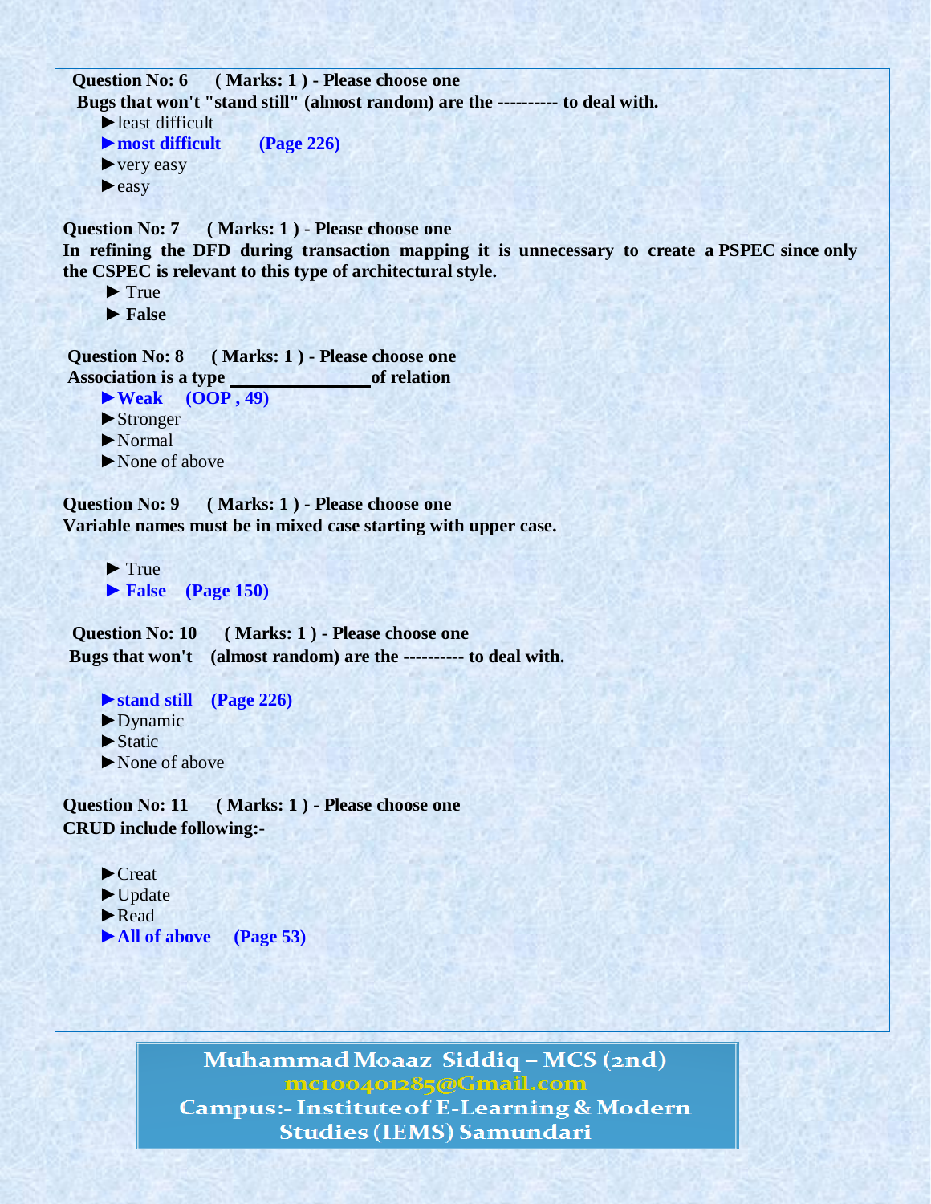**Question No: 6 ( Marks: 1 ) - Please choose one**

**Bugs that won't "stand still" (almost random) are the ---------- to deal with.**

► least difficult

► **most difficult (Page 226)**

► very easy

► easy

**Question No: 7 ( Marks: 1 ) - Please choose one**

**In refining the DFD during transaction mapping it is unnecessary to create a PSPEC since only the CSPEC is relevant to this type of architectural style.**

► True

► **False**

**Question No: 8 ( Marks: 1 ) - Please choose one**

**Association is a type _______________ of relation**

► **Weak (OOP , 49)**

► Stronger

► Normal

► None of above

**Question No: 9 ( Marks: 1 ) - Please choose one**

**Variable names must be in mixed case starting with upper case.**

► True

► **False (Page 150)**

**Question No: 10 ( Marks: 1 ) - Please choose one**

**Bugs that won't (almost random) are the ---------- to deal with.**

► **stand still (Page 226)**

► Dynamic

► Static

► None of above

**Question No: 11 ( Marks: 1 ) - Please choose one**

**CRUD include following:-**

► Creat

► Update

► Read

► **All of above (Page 53)**

Muhammad Moaaz Siddiq – MCS (2nd)
mc100401285@Gmail.com
Campus:- Institute of E-Learning & Modern Studies (IEMS) Samundari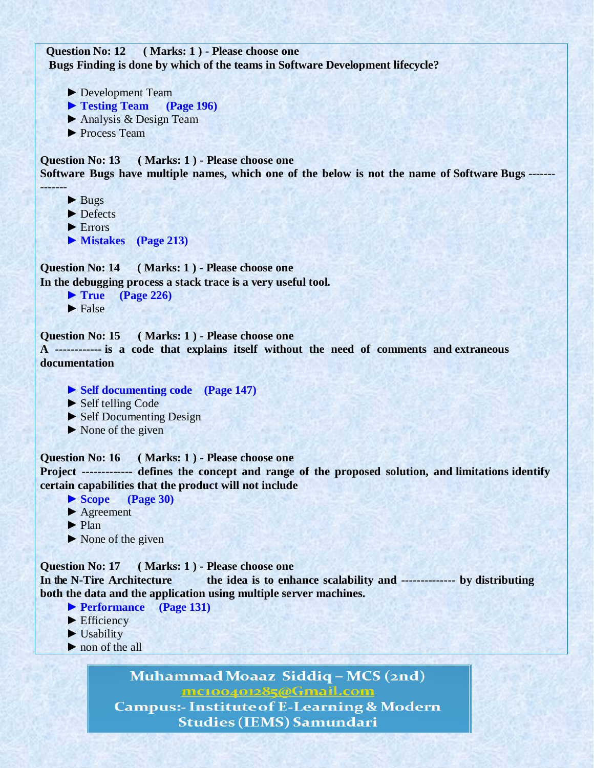**Question No: 12 ( Marks: 1 ) - Please choose one**
**Bugs Finding is done by which of the teams in Software Development lifecycle?**

► Development Team
► **Testing Team (Page 196)**
► Analysis & Design Team
► Process Team

**Question No: 13 ( Marks: 1 ) - Please choose one**
**Software Bugs have multiple names, which one of the below is not the name of Software Bugs --------------**

► Bugs
► Defects
► Errors
► **Mistakes (Page 213)**

**Question No: 14 ( Marks: 1 ) - Please choose one**
**In the debugging process a stack trace is a very useful tool.**

► **True (Page 226)**
► False

**Question No: 15 ( Marks: 1 ) - Please choose one**
**A ------------ is a code that explains itself without the need of comments and extraneous documentation**

► **Self documenting code (Page 147)**
► Self telling Code
► Self Documenting Design
► None of the given

**Question No: 16 ( Marks: 1 ) - Please choose one**
**Project ------------- defines the concept and range of the proposed solution, and limitations identify certain capabilities that the product will not include**

► **Scope (Page 30)**
► Agreement
► Plan
► None of the given

**Question No: 17 ( Marks: 1 ) - Please choose one**
**In the N-Tire Architecture the idea is to enhance scalability and ------------- by distributing both the data and the application using multiple server machines.**

► **Performance (Page 131)**
► Efficiency
► Usability
► non of the all

Muhammad Moaaz Siddiq – MCS (2nd)
mc100401285@Gmail.com
Campus:- Institute of E-Learning & Modern Studies (IEMS) Samundari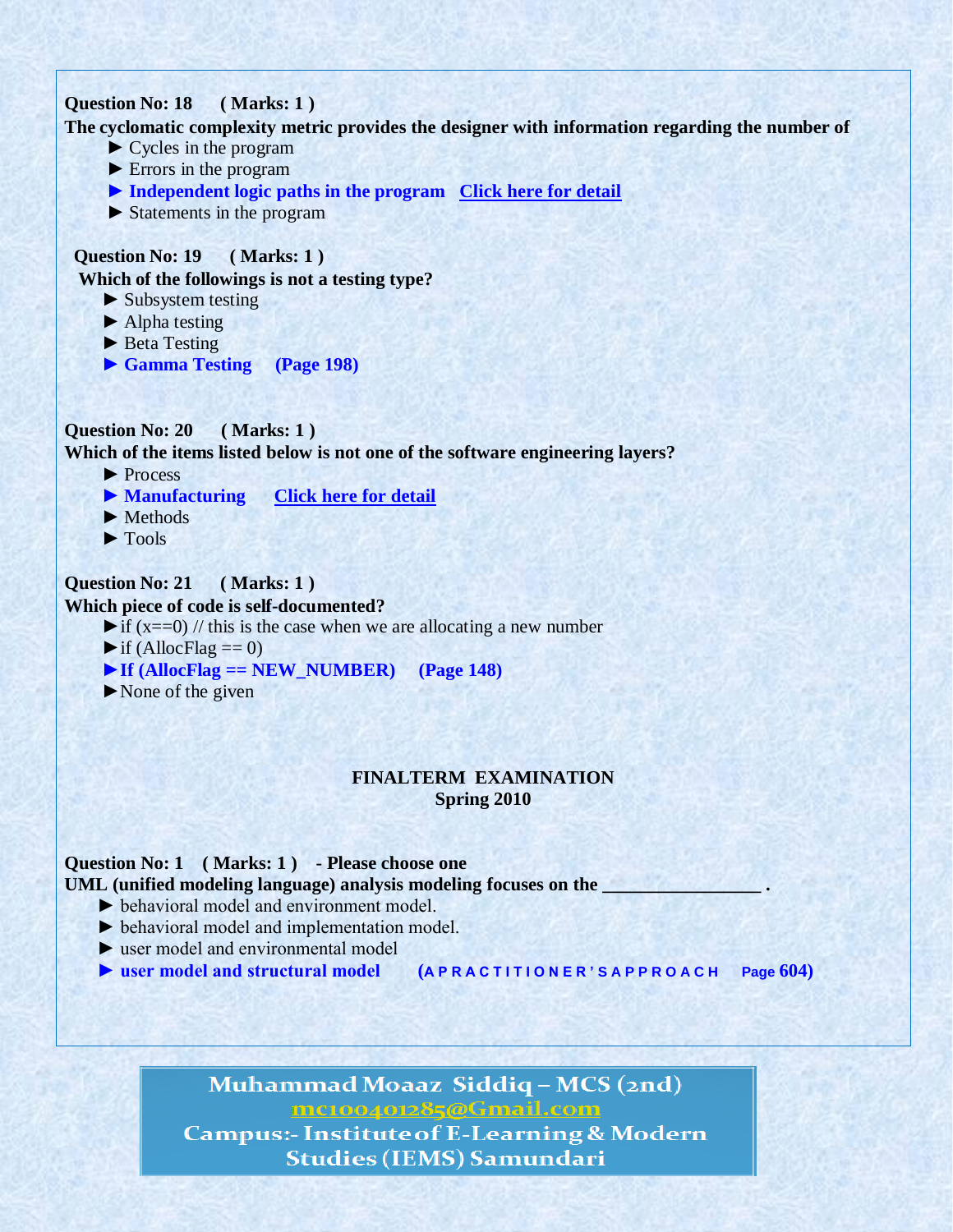**Question No: 18 ( Marks: 1 )**

**The cyclomatic complexity metric provides the designer with information regarding the number of**

- ► Cycles in the program
- ► Errors in the program
- ► **Independent logic paths in the program** Click here for detail
- ► Statements in the program

**Question No: 19 ( Marks: 1 )**

**Which of the followings is not a testing type?**

- ► Subsystem testing
- ► Alpha testing
- ► Beta Testing
- ► **Gamma Testing (Page 198)**

**Question No: 20 ( Marks: 1 )**

**Which of the items listed below is not one of the software engineering layers?**

- ► Process
- ► **Manufacturing** Click here for detail
- ► Methods
- ► Tools

**Question No: 21 ( Marks: 1 )**

**Which piece of code is self-documented?**

- ► if (x==0) // this is the case when we are allocating a new number
- ► if (AllocFlag == 0)
- ► **If (AllocFlag == NEW_NUMBER) (Page 148)**
- ► None of the given

## FINALTERM EXAMINATION
## Spring 2010

**Question No: 1 ( Marks: 1 ) - Please choose one**

**UML (unified modeling language) analysis modeling focuses on the ________________ .**

- ► behavioral model and environment model.
- ► behavioral model and implementation model.
- ► user model and environmental model
- ► **user model and structural model (A PRACTITIONER'S APPROACH Page 604)**

Muhammad Moaaz Siddiq – MCS (2nd)
mc100401285@Gmail.com
Campus:- Institute of E-Learning & Modern Studies (IEMS) Samundari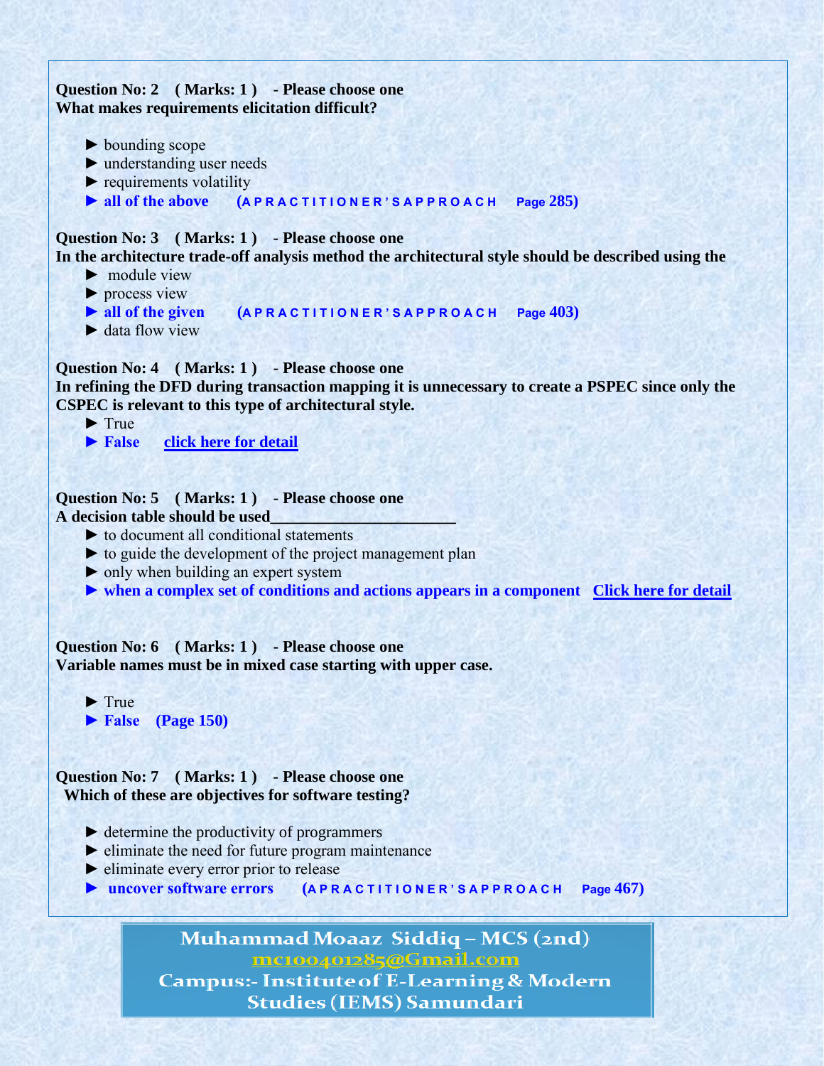**Question No: 2 ( Marks: 1 ) - Please choose one**
**What makes requirements elicitation difficult?**

- ► bounding scope
- ► understanding user needs
- ► requirements volatility
- ► **all of the above** **(A P R A C T I T I O N E R ' S A P P R O A C H Page 285)**

**Question No: 3 ( Marks: 1 ) - Please choose one**
**In the architecture trade-off analysis method the architectural style should be described using the**

- ► module view
- ► process view
- ► **all of the given** **(A P R A C T I T I O N E R ' S A P P R O A C H Page 403)**
- ► data flow view

**Question No: 4 ( Marks: 1 ) - Please choose one**
**In refining the DFD during transaction mapping it is unnecessary to create a PSPEC since only the CSPEC is relevant to this type of architectural style.**

- ► True
- ► **False** click here for detail

**Question No: 5 ( Marks: 1 ) - Please choose one**
**A decision table should be used_______________________**

- ► to document all conditional statements
- ► to guide the development of the project management plan
- ► only when building an expert system
- ► **when a complex set of conditions and actions appears in a component** Click here for detail

**Question No: 6 ( Marks: 1 ) - Please choose one**
**Variable names must be in mixed case starting with upper case.**

- ► True
- ► **False (Page 150)**

**Question No: 7 ( Marks: 1 ) - Please choose one**
**Which of these are objectives for software testing?**

- ► determine the productivity of programmers
- ► eliminate the need for future program maintenance
- ► eliminate every error prior to release
- ► **uncover software errors** **(A P R A C T I T I O N E R ' S A P P R O A C H Page 467)**

Muhammad Moaaz Siddiq – MCS (2nd)
mc100401285@Gmail.com
Campus:- Institute of E-Learning & Modern Studies (IEMS) Samundari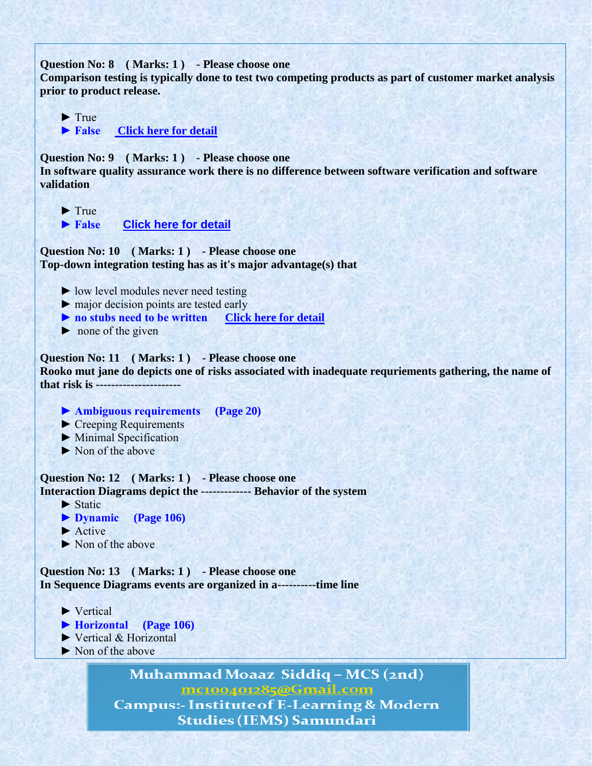**Question No: 8 ( Marks: 1 ) - Please choose one**
**Comparison testing is typically done to test two competing products as part of customer market analysis prior to product release.**

► True
► **False** [Click here for detail]

**Question No: 9 ( Marks: 1 ) - Please choose one**
**In software quality assurance work there is no difference between software verification and software validation**

► True
► **False** [Click here for detail]

**Question No: 10 ( Marks: 1 ) - Please choose one**
**Top-down integration testing has as it's major advantage(s) that**

► low level modules never need testing
► major decision points are tested early
► **no stubs need to be written** [Click here for detail]
► none of the given

**Question No: 11 ( Marks: 1 ) - Please choose one**
**Rooko mut jane do depicts one of risks associated with inadequate requriements gathering, the name of that risk is ---------------------**

► **Ambiguous requirements (Page 20)**
► Creeping Requirements
► Minimal Specification
► Non of the above

**Question No: 12 ( Marks: 1 ) - Please choose one**
**Interaction Diagrams depict the ------------- Behavior of the system**

► Static
► **Dynamic (Page 106)**
► Active
► Non of the above

**Question No: 13 ( Marks: 1 ) - Please choose one**
**In Sequence Diagrams events are organized in a----------time line**

► Vertical
► **Horizontal (Page 106)**
► Vertical & Horizontal
► Non of the above

Muhammad Moaaz Siddiq – MCS (2nd)
mc100401285@Gmail.com
Campus:- Institute of E-Learning & Modern Studies (IEMS) Samundari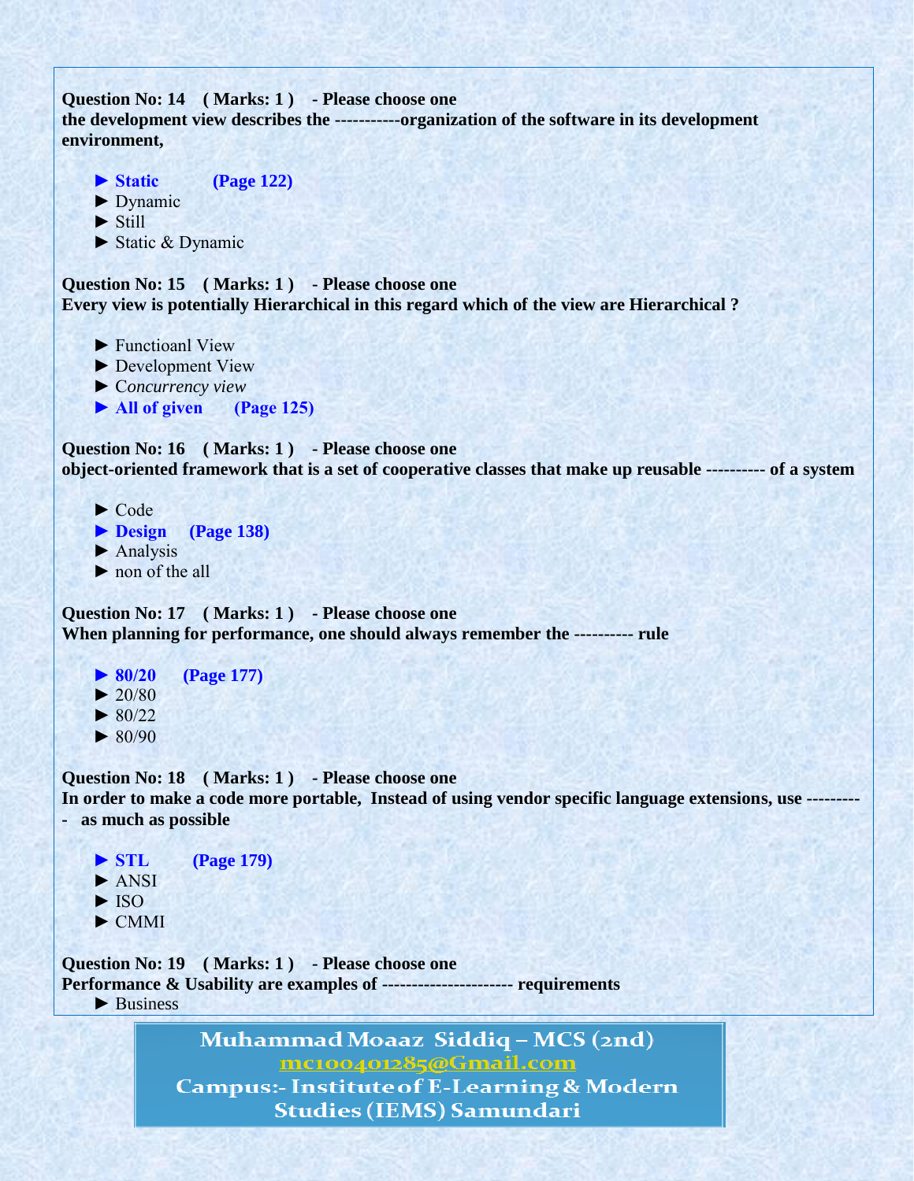**Question No: 14 ( Marks: 1 ) - Please choose one**
**the development view describes the -----------organization of the software in its development environment,**

- ► **Static (Page 122)**
- ► Dynamic
- ► Still
- ► Static & Dynamic

**Question No: 15 ( Marks: 1 ) - Please choose one**
**Every view is potentially Hierarchical in this regard which of the view are Hierarchical ?**

- ► Functioanl View
- ► Development View
- ► C*oncurrency view*
- ► **All of given (Page 125)**

**Question No: 16 ( Marks: 1 ) - Please choose one**
**object-oriented framework that is a set of cooperative classes that make up reusable ---------- of a system**

- ► Code
- ► **Design (Page 138)**
- ► Analysis
- ► non of the all

**Question No: 17 ( Marks: 1 ) - Please choose one**
**When planning for performance, one should always remember the ---------- rule**

- ► **80/20 (Page 177)**
- ► 20/80
- ► 80/22
- ► 80/90

**Question No: 18 ( Marks: 1 ) - Please choose one**
**In order to make a code more portable, Instead of using vendor specific language extensions, use ---------- as much as possible**

- ► **STL (Page 179)**
- ► ANSI
- ► ISO
- ► CMMI

**Question No: 19 ( Marks: 1 ) - Please choose one**
**Performance & Usability are examples of --------------------- requirements**

- ► Business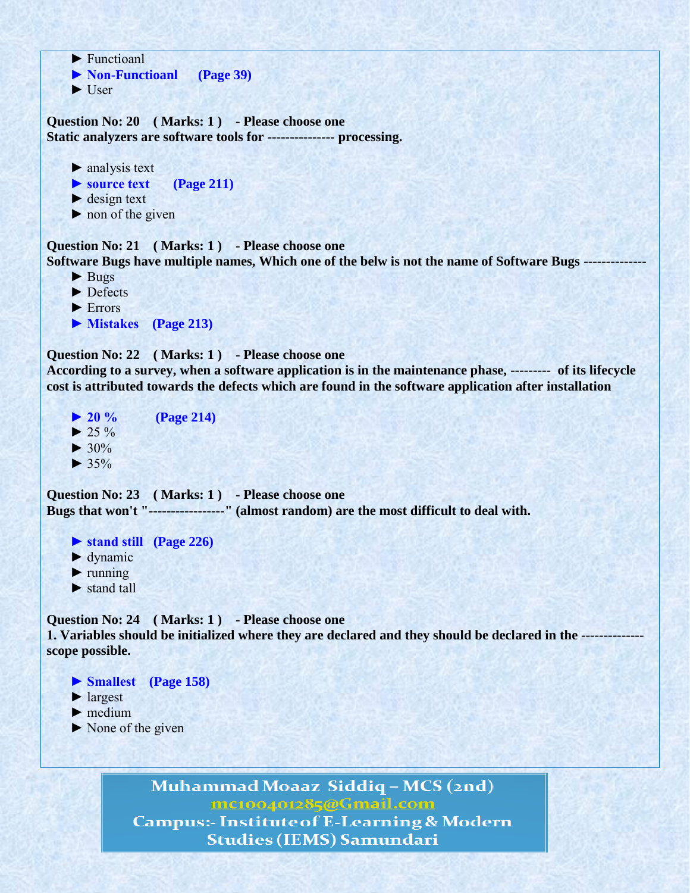► Functioanl

► **Non-Functioanl (Page 39)**

► User

**Question No: 20 ( Marks: 1 ) - Please choose one**
**Static analyzers are software tools for -------------- processing.**

► analysis text

► **source text (Page 211)**

► design text

► non of the given

**Question No: 21 ( Marks: 1 ) - Please choose one**
**Software Bugs have multiple names, Which one of the belw is not the name of Software Bugs -------------**

► Bugs

► Defects

► Errors

► **Mistakes (Page 213)**

**Question No: 22 ( Marks: 1 ) - Please choose one**
**According to a survey, when a software application is in the maintenance phase, --------- of its lifecycle cost is attributed towards the defects which are found in the software application after installation**

► **20 % (Page 214)**

► 25 %

► 30%

► 35%

**Question No: 23 ( Marks: 1 ) - Please choose one**
**Bugs that won't "----------------" (almost random) are the most difficult to deal with.**

► **stand still (Page 226)**

► dynamic

► running

► stand tall

**Question No: 24 ( Marks: 1 ) - Please choose one**
**1. Variables should be initialized where they are declared and they should be declared in the ------------- scope possible.**

► **Smallest (Page 158)**

► largest

► medium

► None of the given

Muhammad Moaaz Siddiq – MCS (2nd)
mc100401285@Gmail.com
Campus:- Institute of E-Learning & Modern Studies (IEMS) Samundari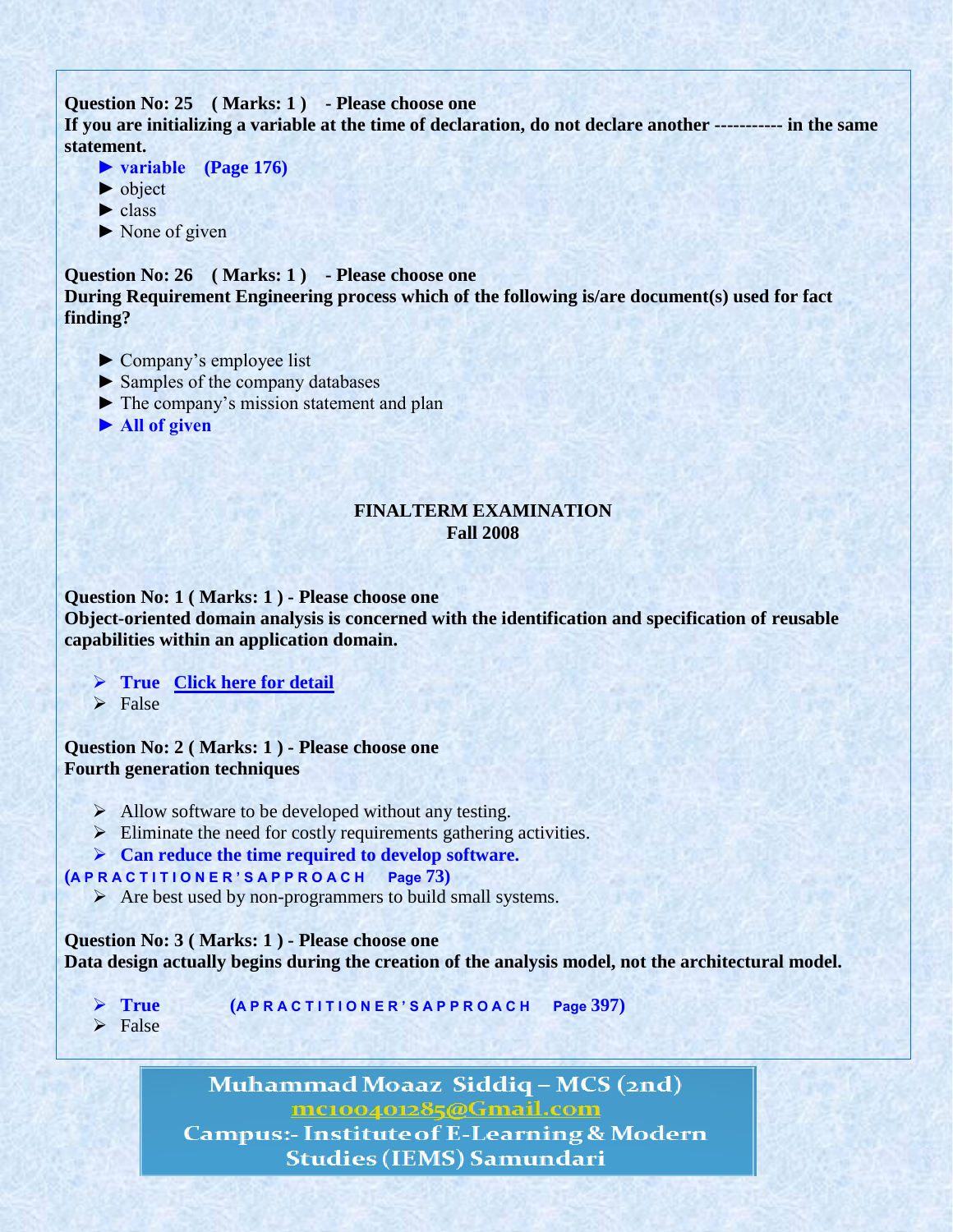**Question No: 25 ( Marks: 1 ) - Please choose one**
**If you are initializing a variable at the time of declaration, do not declare another ----------- in the same statement.**

- ► **variable (Page 176)**
- ► object
- ► class
- ► None of given

**Question No: 26 ( Marks: 1 ) - Please choose one**
**During Requirement Engineering process which of the following is/are document(s) used for fact finding?**

- ► Company's employee list
- ► Samples of the company databases
- ► The company's mission statement and plan
- ► **All of given**

## FINALTERM EXAMINATION
## Fall 2008

**Question No: 1 ( Marks: 1 ) - Please choose one**
**Object-oriented domain analysis is concerned with the identification and specification of reusable capabilities within an application domain.**

- **True** **Click here for detail**
- False

**Question No: 2 ( Marks: 1 ) - Please choose one**
**Fourth generation techniques**

- Allow software to be developed without any testing.
- Eliminate the need for costly requirements gathering activities.
- **Can reduce the time required to develop software.**

**(A P R A C T I T I O N E R ' S A P P R O A C H Page 73)**

- Are best used by non-programmers to build small systems.

**Question No: 3 ( Marks: 1 ) - Please choose one**
**Data design actually begins during the creation of the analysis model, not the architectural model.**

- **True** **(A P R A C T I T I O N E R ' S A P P R O A C H Page 397)**
- False

Muhammad Moaaz Siddiq – MCS (2nd)
mc100401285@Gmail.com
Campus:- Institute of E-Learning & Modern Studies (IEMS) Samundari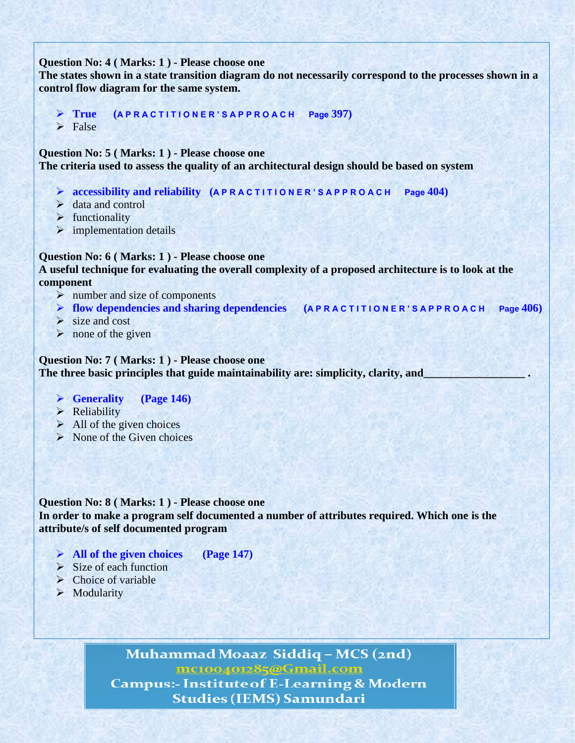**Question No: 4 ( Marks: 1 ) - Please choose one**
**The states shown in a state transition diagram do not necessarily correspond to the processes shown in a control flow diagram for the same system.**

- **True (A P R A C T I T I O N E R ' S A P P R O A C H Page 397)**
- False

**Question No: 5 ( Marks: 1 ) - Please choose one**
**The criteria used to assess the quality of an architectural design should be based on system**

- **accessibility and reliability (A P R A C T I T I O N E R ' S A P P R O A C H Page 404)**
- data and control
- functionality
- implementation details

**Question No: 6 ( Marks: 1 ) - Please choose one**
**A useful technique for evaluating the overall complexity of a proposed architecture is to look at the component**

- number and size of components
- **flow dependencies and sharing dependencies (A P R A C T I T I O N E R ' S A P P R O A C H Page 406)**
- size and cost
- none of the given

**Question No: 7 ( Marks: 1 ) - Please choose one**
**The three basic principles that guide maintainability are: simplicity, clarity, and_________________ .**

- **Generality (Page 146)**
- Reliability
- All of the given choices
- None of the Given choices

**Question No: 8 ( Marks: 1 ) - Please choose one**
**In order to make a program self documented a number of attributes required. Which one is the attribute/s of self documented program**

- **All of the given choices (Page 147)**
- Size of each function
- Choice of variable
- Modularity

Muhammad Moaaz Siddiq – MCS (2nd)
mc100401285@Gmail.com
Campus:- Institute of E-Learning & Modern Studies (IEMS) Samundari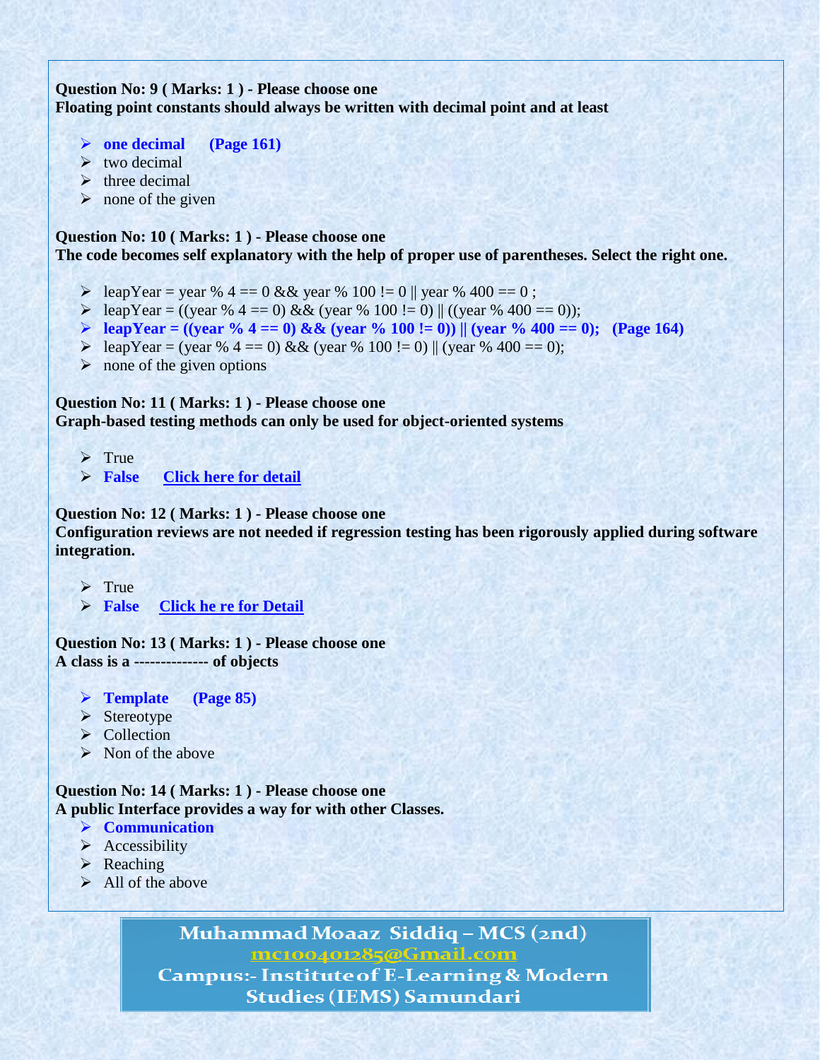**Question No: 9 ( Marks: 1 ) - Please choose one**
**Floating point constants should always be written with decimal point and at least**

- **one decimal (Page 161)**
- two decimal
- three decimal
- none of the given

**Question No: 10 ( Marks: 1 ) - Please choose one**
**The code becomes self explanatory with the help of proper use of parentheses. Select the right one.**

- leapYear = year % 4 == 0 && year % 100 != 0 || year % 400 == 0 ;
- leapYear = ((year % 4 == 0) && (year % 100 != 0) || ((year % 400 == 0));
- **leapYear = ((year % 4 == 0) && (year % 100 != 0)) || (year % 400 == 0); (Page 164)**
- leapYear = (year % 4 == 0) && (year % 100 != 0) || (year % 400 == 0);
- none of the given options

**Question No: 11 ( Marks: 1 ) - Please choose one**
**Graph-based testing methods can only be used for object-oriented systems**

- True
- **False** Click here for detail

**Question No: 12 ( Marks: 1 ) - Please choose one**
**Configuration reviews are not needed if regression testing has been rigorously applied during software integration.**

- True
- **False** Click he re for Detail

**Question No: 13 ( Marks: 1 ) - Please choose one**
**A class is a -------------- of objects**

- **Template (Page 85)**
- Stereotype
- Collection
- Non of the above

**Question No: 14 ( Marks: 1 ) - Please choose one**
**A public Interface provides a way for with other Classes.**

- **Communication**
- Accessibility
- Reaching
- All of the above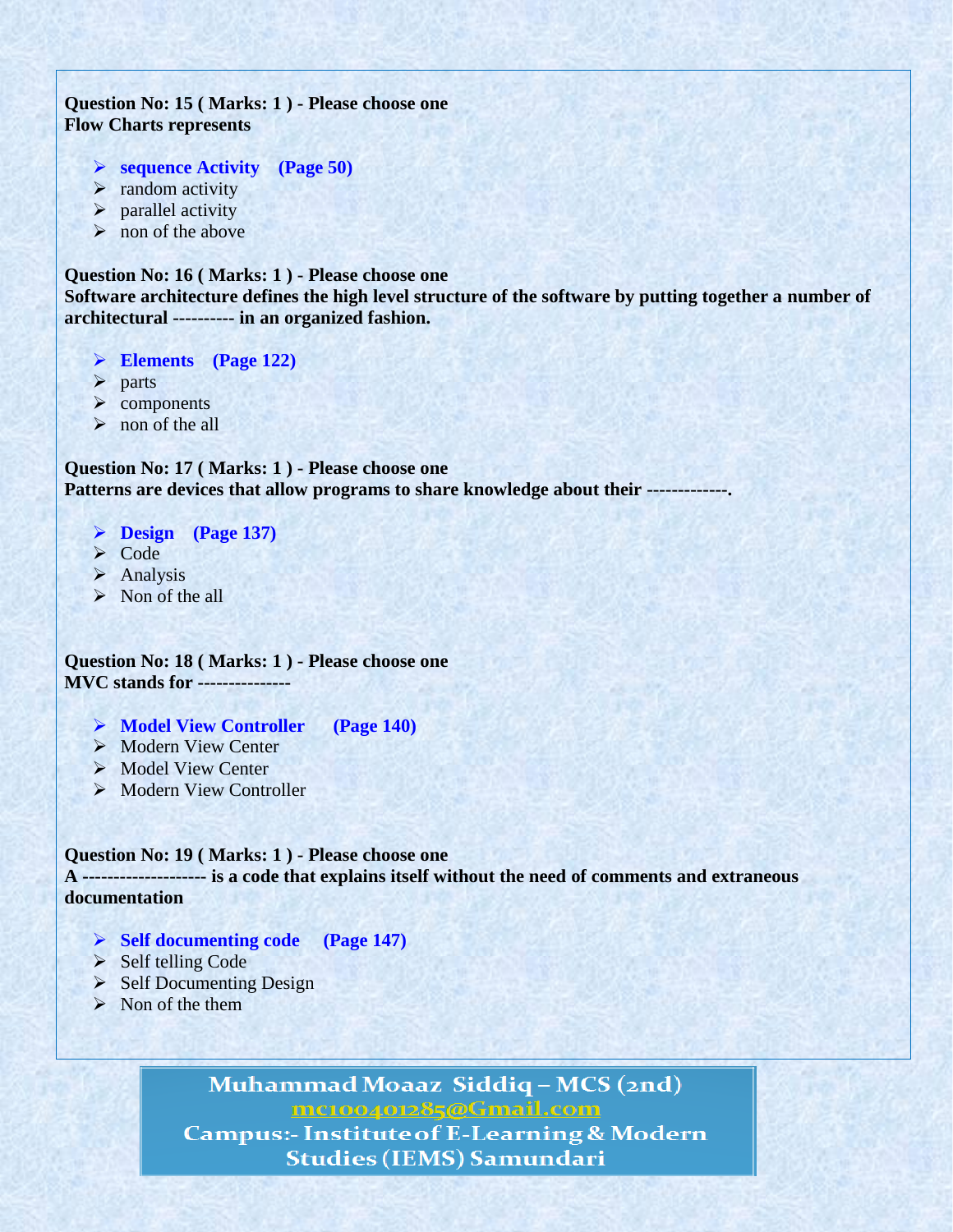**Question No: 15 ( Marks: 1 ) - Please choose one**
**Flow Charts represents**

- **sequence Activity (Page 50)**
- random activity
- parallel activity
- non of the above

**Question No: 16 ( Marks: 1 ) - Please choose one**
**Software architecture defines the high level structure of the software by putting together a number of architectural ---------- in an organized fashion.**

- **Elements (Page 122)**
- parts
- components
- non of the all

**Question No: 17 ( Marks: 1 ) - Please choose one**
**Patterns are devices that allow programs to share knowledge about their -------------.**

- **Design (Page 137)**
- Code
- Analysis
- Non of the all

**Question No: 18 ( Marks: 1 ) - Please choose one**
**MVC stands for ---------------**

- **Model View Controller (Page 140)**
- Modern View Center
- Model View Center
- Modern View Controller

**Question No: 19 ( Marks: 1 ) - Please choose one**
**A ------------------- is a code that explains itself without the need of comments and extraneous documentation**

- **Self documenting code (Page 147)**
- Self telling Code
- Self Documenting Design
- Non of the them

Muhammad Moaaz Siddiq – MCS (2nd)
mc100401285@Gmail.com
Campus:- Institute of E-Learning & Modern Studies (IEMS) Samundari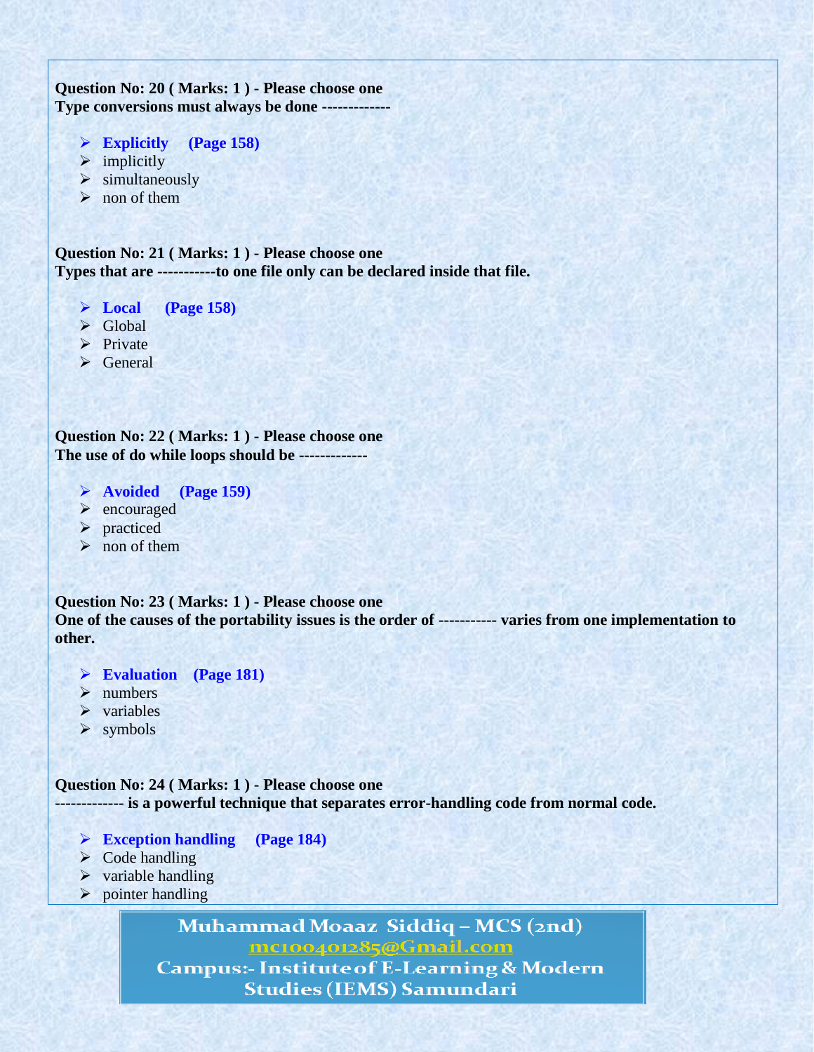**Question No: 20 ( Marks: 1 ) - Please choose one**
**Type conversions must always be done -------------**

- **Explicitly (Page 158)**
- implicitly
- simultaneously
- non of them

**Question No: 21 ( Marks: 1 ) - Please choose one**
**Types that are -----------to one file only can be declared inside that file.**

- **Local (Page 158)**
- Global
- Private
- General

**Question No: 22 ( Marks: 1 ) - Please choose one**
**The use of do while loops should be -------------**

- **Avoided (Page 159)**
- encouraged
- practiced
- non of them

**Question No: 23 ( Marks: 1 ) - Please choose one**
**One of the causes of the portability issues is the order of ----------- varies from one implementation to other.**

- **Evaluation (Page 181)**
- numbers
- variables
- symbols

**Question No: 24 ( Marks: 1 ) - Please choose one**
**------------- is a powerful technique that separates error-handling code from normal code.**

- **Exception handling (Page 184)**
- Code handling
- variable handling
- pointer handling

**Muhammad Moaaz Siddiq – MCS (2nd)**
**mc100401285@Gmail.com**
**Campus:- Institute of E-Learning & Modern Studies (IEMS) Samundari**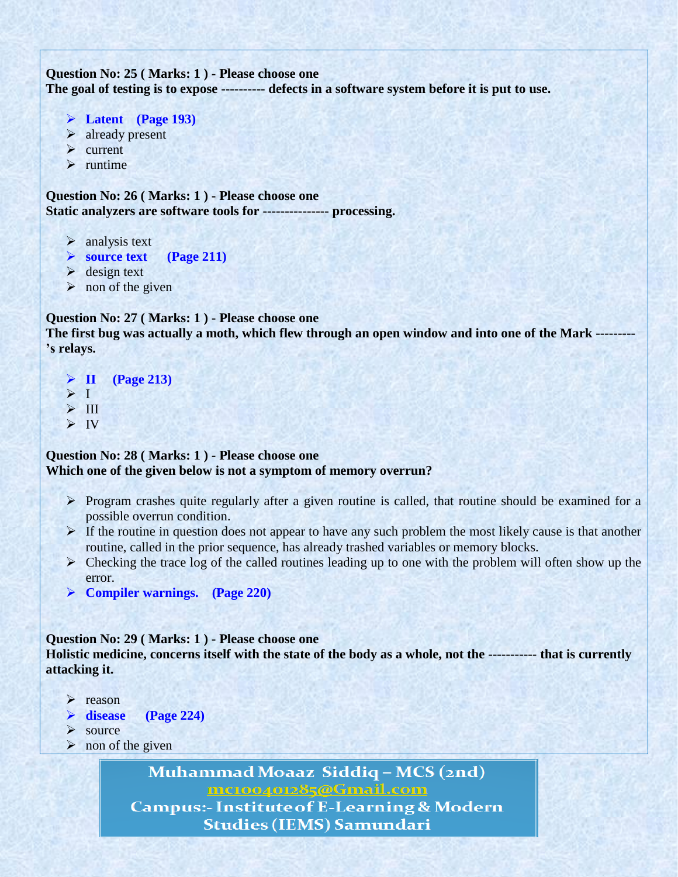**Question No: 25 ( Marks: 1 ) - Please choose one**
**The goal of testing is to expose ---------- defects in a software system before it is put to use.**

- **Latent (Page 193)**
- already present
- current
- runtime

**Question No: 26 ( Marks: 1 ) - Please choose one**
**Static analyzers are software tools for --------------- processing.**

- analysis text
- **source text (Page 211)**
- design text
- non of the given

**Question No: 27 ( Marks: 1 ) - Please choose one**
**The first bug was actually a moth, which flew through an open window and into one of the Mark ---------'s relays.**

- **II (Page 213)**
- I
- III
- IV

**Question No: 28 ( Marks: 1 ) - Please choose one**
**Which one of the given below is not a symptom of memory overrun?**

- Program crashes quite regularly after a given routine is called, that routine should be examined for a possible overrun condition.
- If the routine in question does not appear to have any such problem the most likely cause is that another routine, called in the prior sequence, has already trashed variables or memory blocks.
- Checking the trace log of the called routines leading up to one with the problem will often show up the error.
- **Compiler warnings. (Page 220)**

**Question No: 29 ( Marks: 1 ) - Please choose one**
**Holistic medicine, concerns itself with the state of the body as a whole, not the ----------- that is currently attacking it.**

- reason
- **disease (Page 224)**
- source
- non of the given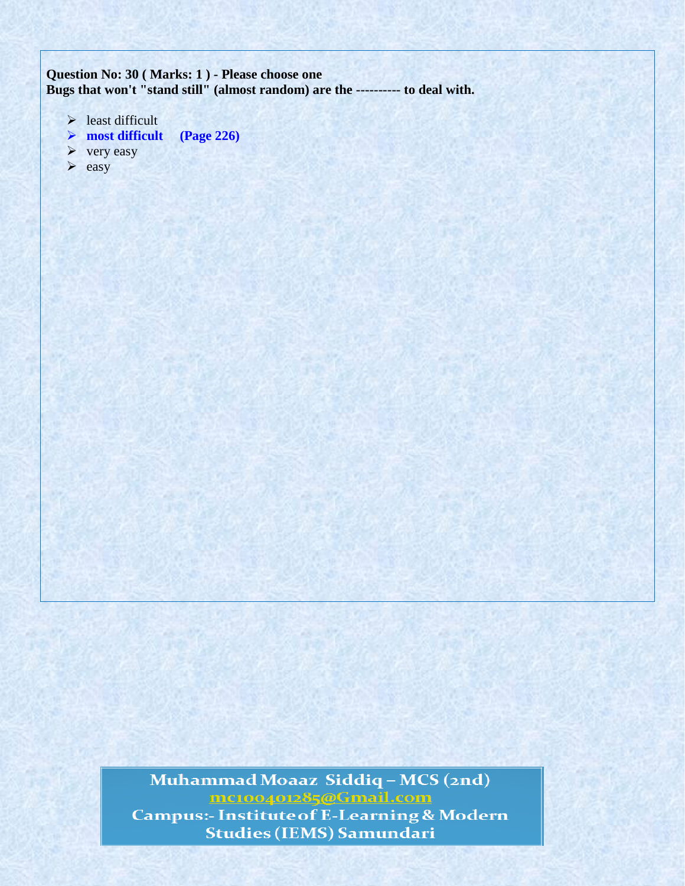**Question No: 30 ( Marks: 1 ) - Please choose one**
**Bugs that won't "stand still" (almost random) are the ---------- to deal with.**

- least difficult
- **most difficult (Page 226)**
- very easy
- easy